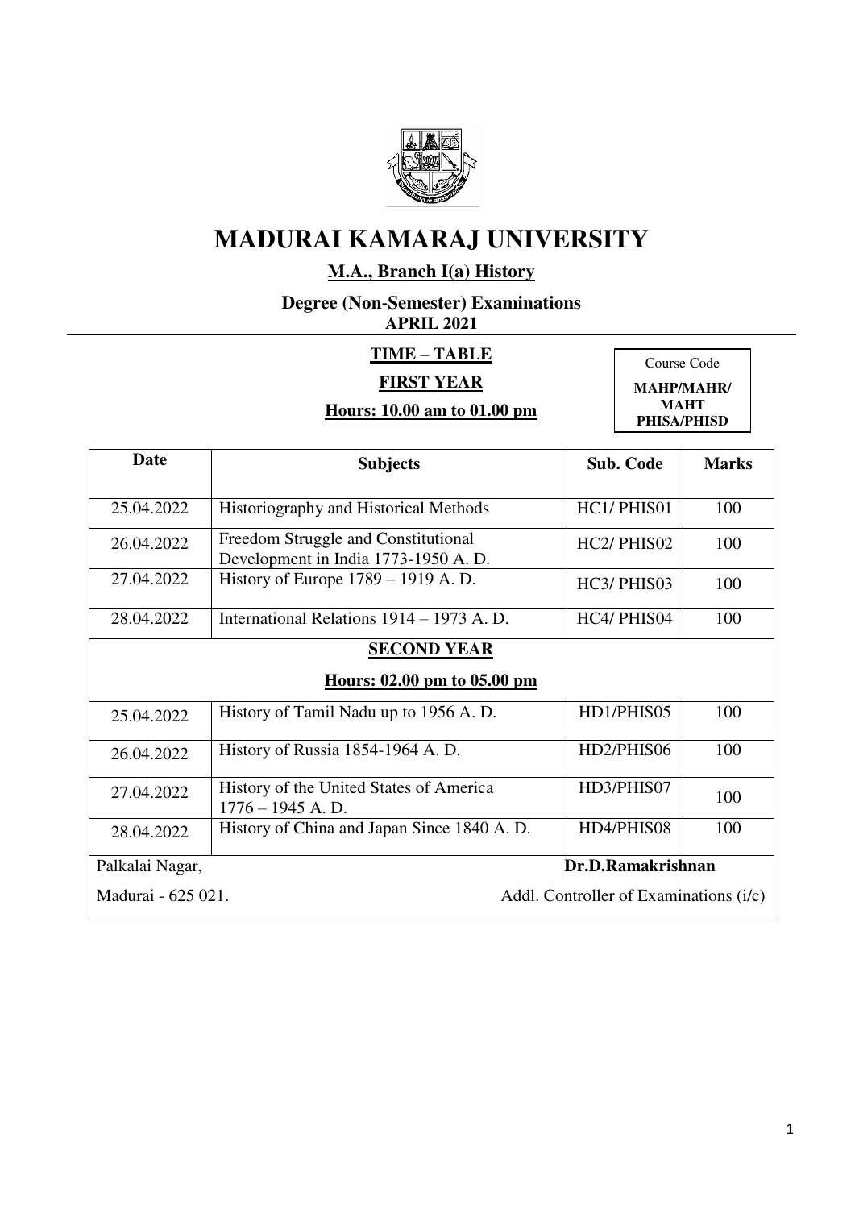# MADURAI KAMARAJ UNIVERSITY

## M.A., Branch I(a) History

**Degree (Non-Semester) Examinations**
**APRIL 2021**

**TIME – TABLE**

**FIRST YEAR**

**Hours: 10.00 am to 01.00 pm**

Course Code
**MAHP/MAHR/ MAHT PHISA/PHISD**

| Date | Subjects | Sub. Code | Marks |
|---|---|---|---|
| 25.04.2022 | Historiography and Historical Methods | HC1/ PHIS01 | 100 |
| 26.04.2022 | Freedom Struggle and Constitutional Development in India 1773-1950 A. D. | HC2/ PHIS02 | 100 |
| 27.04.2022 | History of Europe 1789 – 1919 A. D. | HC3/ PHIS03 | 100 |
| 28.04.2022 | International Relations 1914 – 1973 A. D. | HC4/ PHIS04 | 100 |
| **SECOND YEAR** **Hours: 02.00 pm to 05.00 pm** | | | |
| 25.04.2022 | History of Tamil Nadu up to 1956 A. D. | HD1/PHIS05 | 100 |
| 26.04.2022 | History of Russia 1854-1964 A. D. | HD2/PHIS06 | 100 |
| 27.04.2022 | History of the United States of America 1776 – 1945 A. D. | HD3/PHIS07 | 100 |
| 28.04.2022 | History of China and Japan Since 1840 A. D. | HD4/PHIS08 | 100 |

Palkalai Nagar,
Madurai - 625 021.

**Dr.D.Ramakrishnan**
Addl. Controller of Examinations (i/c)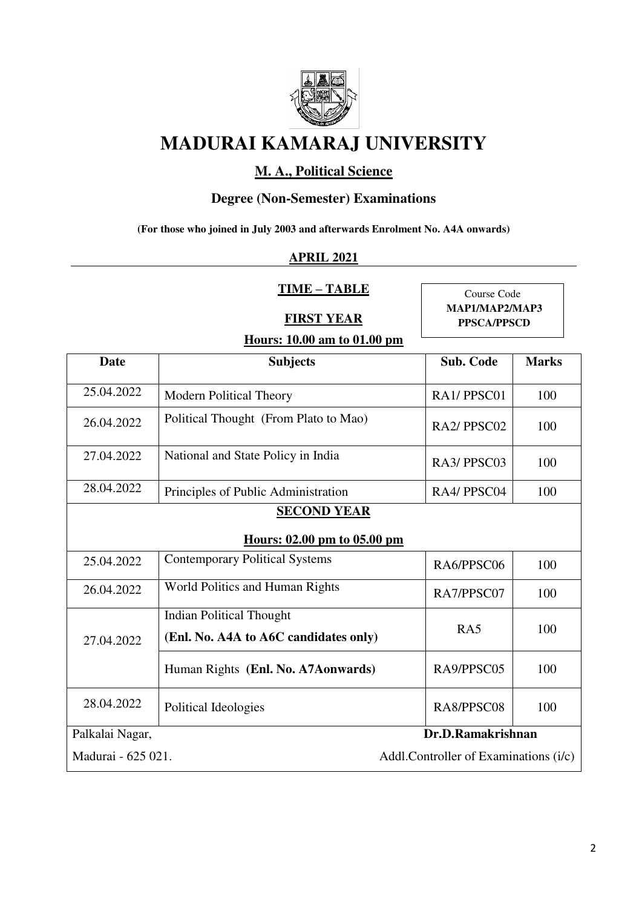# MADURAI KAMARAJ UNIVERSITY

## M. A., Political Science

### Degree (Non-Semester) Examinations

**(For those who joined in July 2003 and afterwards Enrolment No. A4A onwards)**

**APRIL 2021**

**TIME – TABLE**

Course Code
**MAP1/MAP2/MAP3**
**PPSCA/PPSCD**

**FIRST YEAR**

**Hours: 10.00 am to 01.00 pm**

| Date | Subjects | Sub. Code | Marks |
|---|---|---|---|
| 25.04.2022 | Modern Political Theory | RA1/ PPSC01 | 100 |
| 26.04.2022 | Political Thought (From Plato to Mao) | RA2/ PPSC02 | 100 |
| 27.04.2022 | National and State Policy in India | RA3/ PPSC03 | 100 |
| 28.04.2022 | Principles of Public Administration | RA4/ PPSC04 | 100 |
| **SECOND YEAR** | | | |
| **Hours: 02.00 pm to 05.00 pm** | | | |
| 25.04.2022 | Contemporary Political Systems | RA6/PPSC06 | 100 |
| 26.04.2022 | World Politics and Human Rights | RA7/PPSC07 | 100 |
| 27.04.2022 | Indian Political Thought **(Enl. No. A4A to A6C candidates only)** | RA5 | 100 |
| | Human Rights **(Enl. No. A7Aonwards)** | RA9/PPSC05 | 100 |
| 28.04.2022 | Political Ideologies | RA8/PPSC08 | 100 |

Palkalai Nagar,
Madurai - 625 021.

**Dr.D.Ramakrishnan**
Addl.Controller of Examinations (i/c)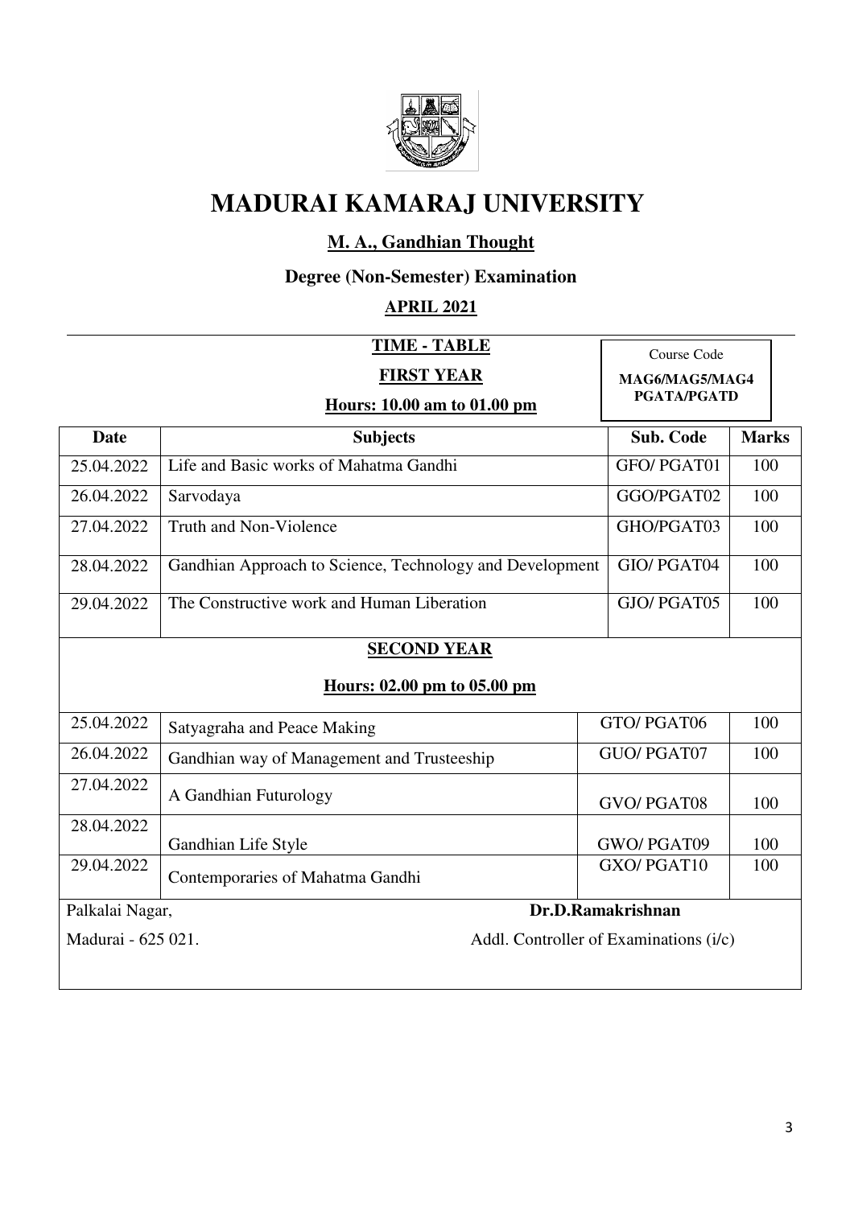# MADURAI KAMARAJ UNIVERSITY

## M. A., Gandhian Thought

### Degree (Non-Semester) Examination

### APRIL 2021

**TIME - TABLE**

**FIRST YEAR**

**Hours: 10.00 am to 01.00 pm**

Course Code
**MAG6/MAG5/MAG4 PGATA/PGATD**

| Date | Subjects | Sub. Code | Marks |
|---|---|---|---|
| 25.04.2022 | Life and Basic works of Mahatma Gandhi | GFO/ PGAT01 | 100 |
| 26.04.2022 | Sarvodaya | GGO/PGAT02 | 100 |
| 27.04.2022 | Truth and Non-Violence | GHO/PGAT03 | 100 |
| 28.04.2022 | Gandhian Approach to Science, Technology and Development | GIO/ PGAT04 | 100 |
| 29.04.2022 | The Constructive work and Human Liberation | GJO/ PGAT05 | 100 |
| **SECOND YEAR** | | | |
| **Hours: 02.00 pm to 05.00 pm** | | | |
| 25.04.2022 | Satyagraha and Peace Making | GTO/ PGAT06 | 100 |
| 26.04.2022 | Gandhian way of Management and Trusteeship | GUO/ PGAT07 | 100 |
| 27.04.2022 | A Gandhian Futurology | GVO/ PGAT08 | 100 |
| 28.04.2022 | Gandhian Life Style | GWO/ PGAT09 | 100 |
| 29.04.2022 | Contemporaries of Mahatma Gandhi | GXO/ PGAT10 | 100 |

Palkalai Nagar,
Madurai - 625 021.

**Dr.D.Ramakrishnan**
Addl. Controller of Examinations (i/c)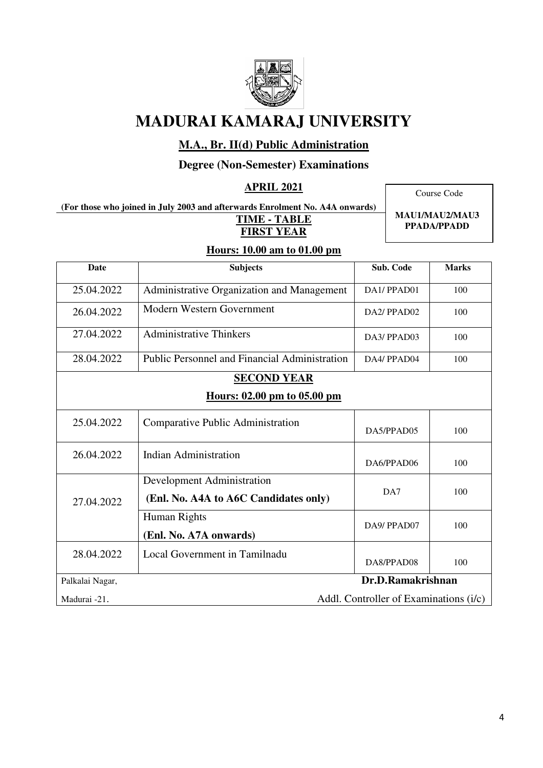# MADURAI KAMARAJ UNIVERSITY

## M.A., Br. II(d) Public Administration

### Degree (Non-Semester) Examinations

### APRIL 2021

Course Code

**MAU1/MAU2/MAU3 PPADA/PPADD**

**(For those who joined in July 2003 and afterwards Enrolment No. A4A onwards)**

**TIME - TABLE**

**FIRST YEAR**

**Hours: 10.00 am to 01.00 pm**

| Date | Subjects | Sub. Code | Marks |
|---|---|---|---|
| 25.04.2022 | Administrative Organization and Management | DA1/ PPAD01 | 100 |
| 26.04.2022 | Modern Western Government | DA2/ PPAD02 | 100 |
| 27.04.2022 | Administrative Thinkers | DA3/ PPAD03 | 100 |
| 28.04.2022 | Public Personnel and Financial Administration | DA4/ PPAD04 | 100 |
| **SECOND YEAR** | | | |
| **Hours: 02.00 pm to 05.00 pm** | | | |
| 25.04.2022 | Comparative Public Administration | DA5/PPAD05 | 100 |
| 26.04.2022 | Indian Administration | DA6/PPAD06 | 100 |
| 27.04.2022 | Development Administration **(Enl. No. A4A to A6C Candidates only)** | DA7 | 100 |
| | Human Rights **(Enl. No. A7A onwards)** | DA9/ PPAD07 | 100 |
| 28.04.2022 | Local Government in Tamilnadu | DA8/PPAD08 | 100 |

Palkalai Nagar,
Madurai -21.

**Dr.D.Ramakrishnan**
Addl. Controller of Examinations (i/c)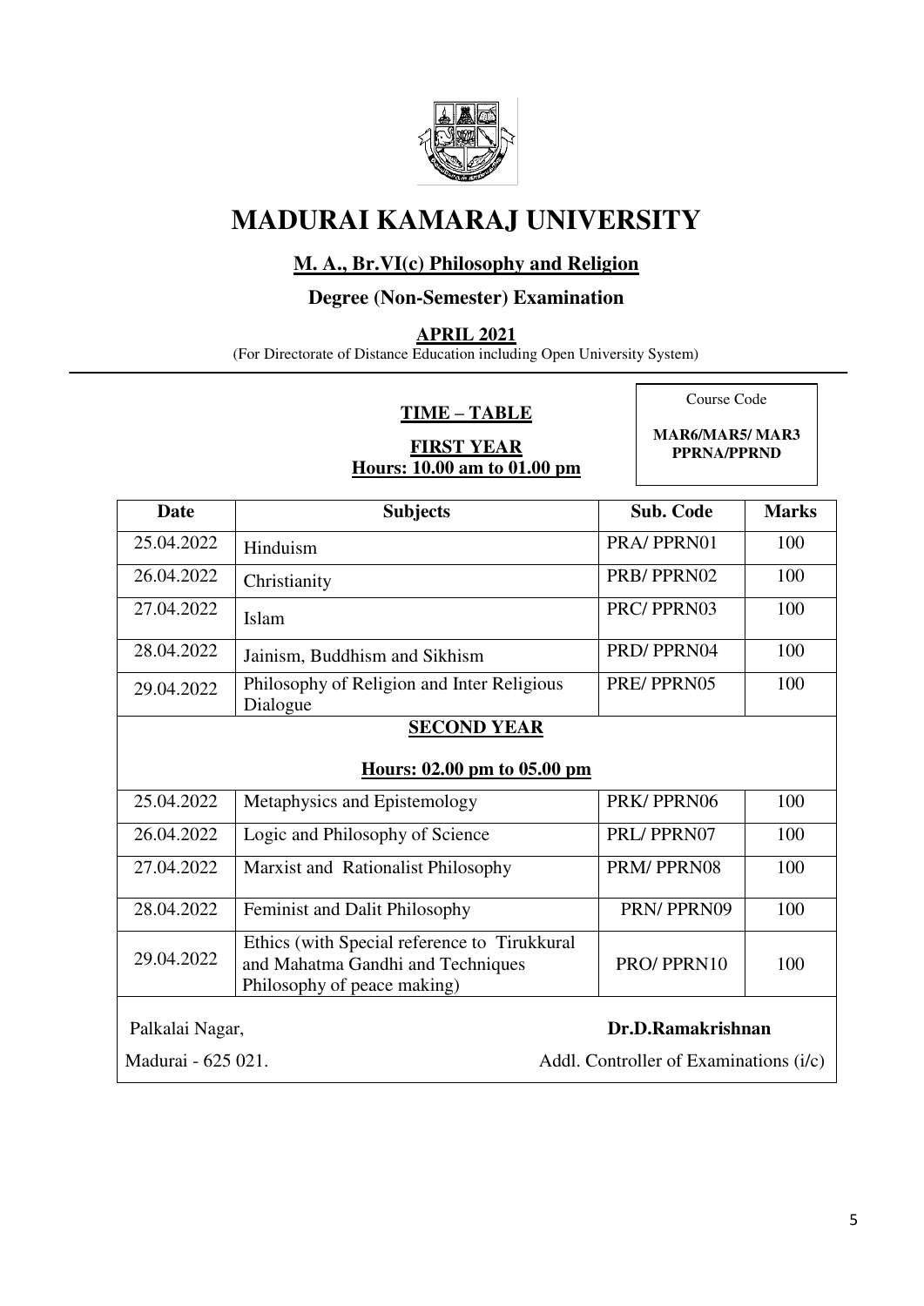# MADURAI KAMARAJ UNIVERSITY

## M. A., Br.VI(c) Philosophy and Religion

### Degree (Non-Semester) Examination

**APRIL 2021**

(For Directorate of Distance Education including Open University System)

**TIME – TABLE**

Course Code

**MAR6/MAR5/ MAR3 PPRNA/PPRND**

**FIRST YEAR**

**Hours: 10.00 am to 01.00 pm**

| Date | Subjects | Sub. Code | Marks |
|---|---|---|---|
| 25.04.2022 | Hinduism | PRA/ PPRN01 | 100 |
| 26.04.2022 | Christianity | PRB/ PPRN02 | 100 |
| 27.04.2022 | Islam | PRC/ PPRN03 | 100 |
| 28.04.2022 | Jainism, Buddhism and Sikhism | PRD/ PPRN04 | 100 |
| 29.04.2022 | Philosophy of Religion and Inter Religious Dialogue | PRE/ PPRN05 | 100 |
| **SECOND YEAR** | | | |
| **Hours: 02.00 pm to 05.00 pm** | | | |
| 25.04.2022 | Metaphysics and Epistemology | PRK/ PPRN06 | 100 |
| 26.04.2022 | Logic and Philosophy of Science | PRL/ PPRN07 | 100 |
| 27.04.2022 | Marxist and Rationalist Philosophy | PRM/ PPRN08 | 100 |
| 28.04.2022 | Feminist and Dalit Philosophy | PRN/ PPRN09 | 100 |
| 29.04.2022 | Ethics (with Special reference to Tirukkural and Mahatma Gandhi and Techniques Philosophy of peace making) | PRO/ PPRN10 | 100 |

Palkalai Nagar,
Madurai - 625 021.

**Dr.D.Ramakrishnan**
Addl. Controller of Examinations (i/c)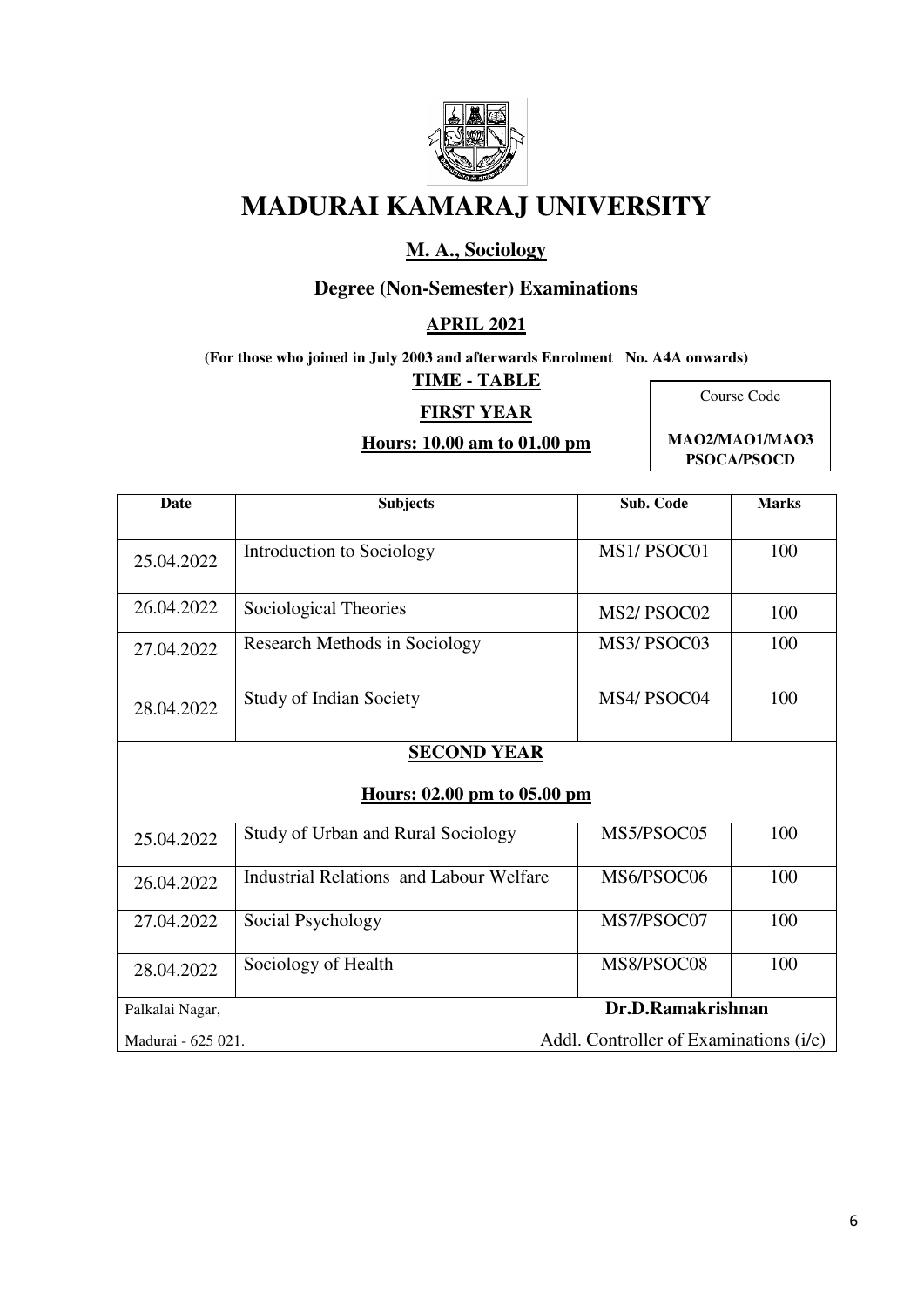# MADURAI KAMARAJ UNIVERSITY

## M. A., Sociology

### Degree (Non-Semester) Examinations

### APRIL 2021

**(For those who joined in July 2003 and afterwards Enrolment No. A4A onwards)**

**TIME - TABLE**

**FIRST YEAR**

**Hours: 10.00 am to 01.00 pm**

| Course Code |
|---|
| **MAO2/MAO1/MAO3 PSOCA/PSOCD** |

| Date | Subjects | Sub. Code | Marks |
|---|---|---|---|
| 25.04.2022 | Introduction to Sociology | MS1/ PSOC01 | 100 |
| 26.04.2022 | Sociological Theories | MS2/ PSOC02 | 100 |
| 27.04.2022 | Research Methods in Sociology | MS3/ PSOC03 | 100 |
| 28.04.2022 | Study of Indian Society | MS4/ PSOC04 | 100 |
| **SECOND YEAR** **Hours: 02.00 pm to 05.00 pm** | | | |
| 25.04.2022 | Study of Urban and Rural Sociology | MS5/PSOC05 | 100 |
| 26.04.2022 | Industrial Relations and Labour Welfare | MS6/PSOC06 | 100 |
| 27.04.2022 | Social Psychology | MS7/PSOC07 | 100 |
| 28.04.2022 | Sociology of Health | MS8/PSOC08 | 100 |

Palkalai Nagar,
Madurai - 625 021.

**Dr.D.Ramakrishnan**
Addl. Controller of Examinations (i/c)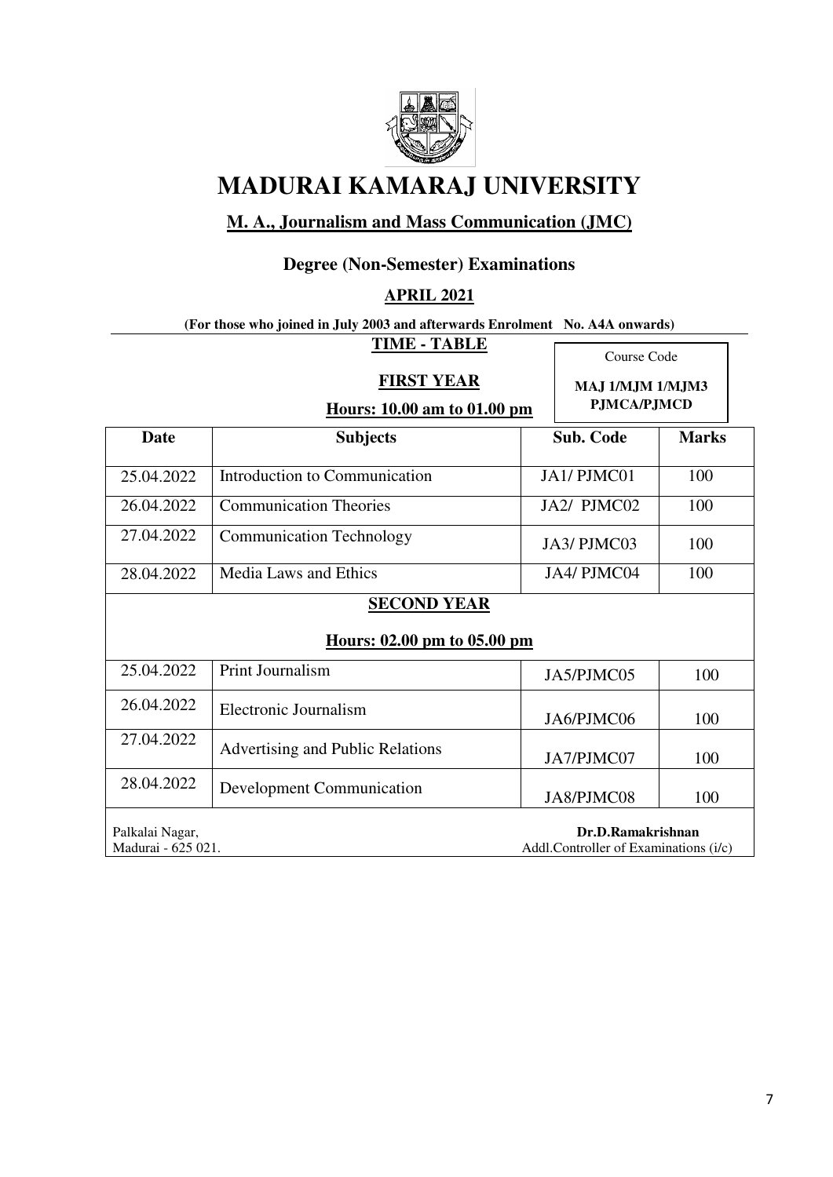# MADURAI KAMARAJ UNIVERSITY

## M. A., Journalism and Mass Communication (JMC)

### Degree (Non-Semester) Examinations

### APRIL 2021

**(For those who joined in July 2003 and afterwards Enrolment No. A4A onwards)**

**TIME - TABLE**

**FIRST YEAR**

**Hours: 10.00 am to 01.00 pm**

Course Code
**MAJ 1/MJM 1/MJM3**
**PJMCA/PJMCD**

| Date | Subjects | Sub. Code | Marks |
|---|---|---|---|
| 25.04.2022 | Introduction to Communication | JA1/ PJMC01 | 100 |
| 26.04.2022 | Communication Theories | JA2/ PJMC02 | 100 |
| 27.04.2022 | Communication Technology | JA3/ PJMC03 | 100 |
| 28.04.2022 | Media Laws and Ethics | JA4/ PJMC04 | 100 |
| **SECOND YEAR** **Hours: 02.00 pm to 05.00 pm** | | | |
| 25.04.2022 | Print Journalism | JA5/PJMC05 | 100 |
| 26.04.2022 | Electronic Journalism | JA6/PJMC06 | 100 |
| 27.04.2022 | Advertising and Public Relations | JA7/PJMC07 | 100 |
| 28.04.2022 | Development Communication | JA8/PJMC08 | 100 |

Palkalai Nagar,
Madurai - 625 021.

**Dr.D.Ramakrishnan**
Addl.Controller of Examinations (i/c)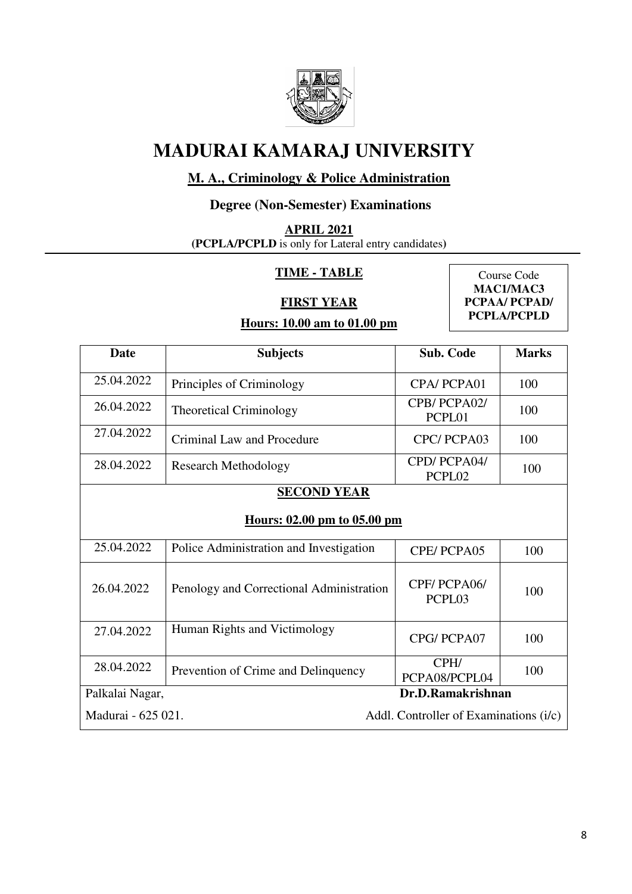# MADURAI KAMARAJ UNIVERSITY

**M. A., Criminology & Police Administration**

**Degree (Non-Semester) Examinations**

**APRIL 2021**

**(PCPLA/PCPLD** is only for Lateral entry candidates**)**

**TIME - TABLE**

Course Code
**MAC1/MAC3**
**PCPAA/ PCPAD/**
**PCPLA/PCPLD**

**FIRST YEAR**

**Hours: 10.00 am to 01.00 pm**

| Date | Subjects | Sub. Code | Marks |
|---|---|---|---|
| 25.04.2022 | Principles of Criminology | CPA/ PCPA01 | 100 |
| 26.04.2022 | Theoretical Criminology | CPB/ PCPA02/ PCPL01 | 100 |
| 27.04.2022 | Criminal Law and Procedure | CPC/ PCPA03 | 100 |
| 28.04.2022 | Research Methodology | CPD/ PCPA04/ PCPL02 | 100 |
| **SECOND YEAR** **Hours: 02.00 pm to 05.00 pm** | | | |
| 25.04.2022 | Police Administration and Investigation | CPE/ PCPA05 | 100 |
| 26.04.2022 | Penology and Correctional Administration | CPF/ PCPA06/ PCPL03 | 100 |
| 27.04.2022 | Human Rights and Victimology | CPG/ PCPA07 | 100 |
| 28.04.2022 | Prevention of Crime and Delinquency | CPH/ PCPA08/PCPL04 | 100 |

Palkalai Nagar,
Madurai - 625 021.

**Dr.D.Ramakrishnan**
Addl. Controller of Examinations (i/c)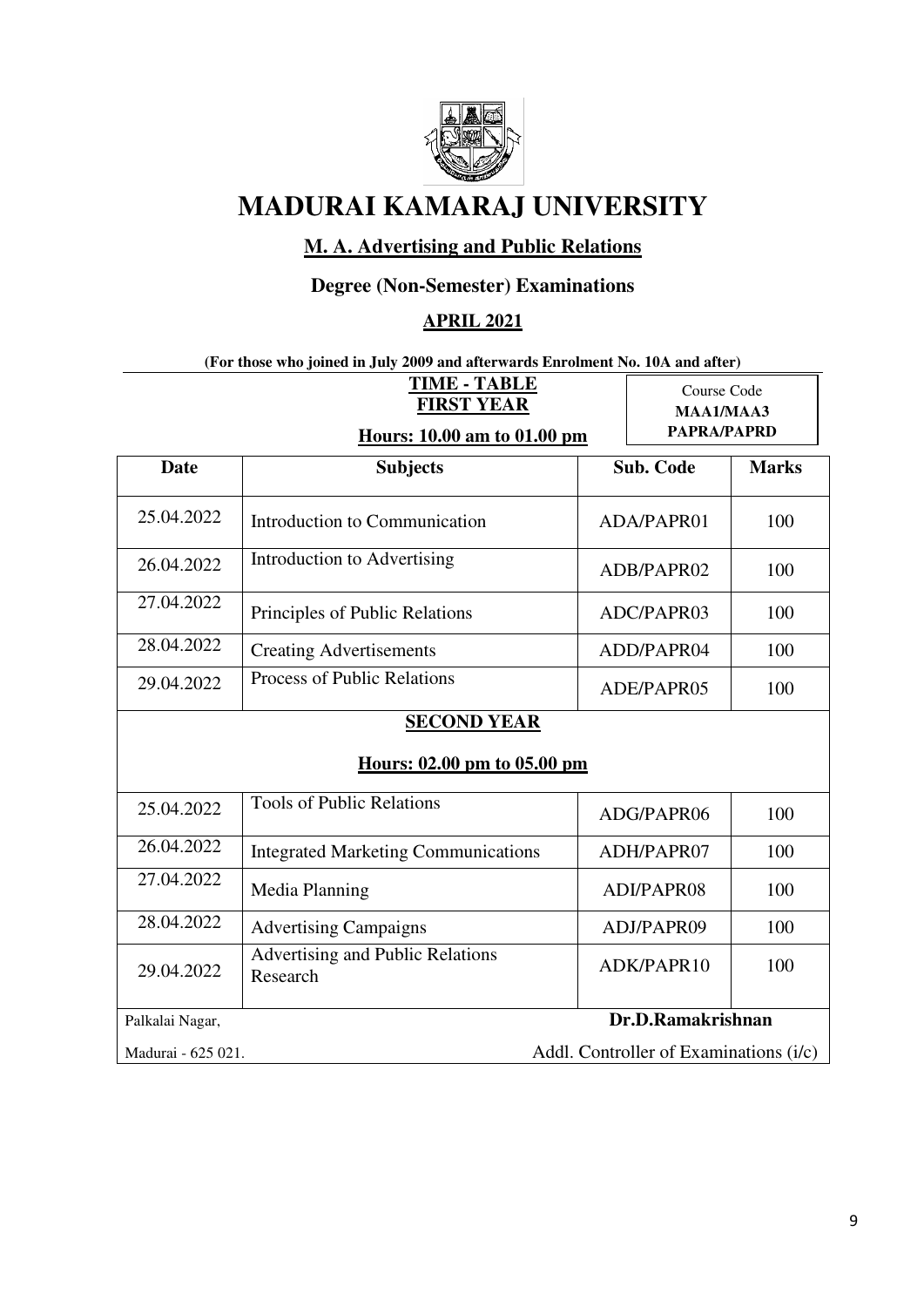# MADURAI KAMARAJ UNIVERSITY

## M. A. Advertising and Public Relations

### Degree (Non-Semester) Examinations

### APRIL 2021

**(For those who joined in July 2009 and afterwards Enrolment No. 10A and after)**

**TIME - TABLE**
**FIRST YEAR**

**Hours: 10.00 am to 01.00 pm**

Course Code
**MAA1/MAA3**
**PAPRA/PAPRD**

| Date | Subjects | Sub. Code | Marks |
| --- | --- | --- | --- |
| 25.04.2022 | Introduction to Communication | ADA/PAPR01 | 100 |
| 26.04.2022 | Introduction to Advertising | ADB/PAPR02 | 100 |
| 27.04.2022 | Principles of Public Relations | ADC/PAPR03 | 100 |
| 28.04.2022 | Creating Advertisements | ADD/PAPR04 | 100 |
| 29.04.2022 | Process of Public Relations | ADE/PAPR05 | 100 |
| **SECOND YEAR** **Hours: 02.00 pm to 05.00 pm** | | | |
| 25.04.2022 | Tools of Public Relations | ADG/PAPR06 | 100 |
| 26.04.2022 | Integrated Marketing Communications | ADH/PAPR07 | 100 |
| 27.04.2022 | Media Planning | ADI/PAPR08 | 100 |
| 28.04.2022 | Advertising Campaigns | ADJ/PAPR09 | 100 |
| 29.04.2022 | Advertising and Public Relations Research | ADK/PAPR10 | 100 |

Palkalai Nagar,
Madurai - 625 021.

**Dr.D.Ramakrishnan**
Addl. Controller of Examinations (i/c)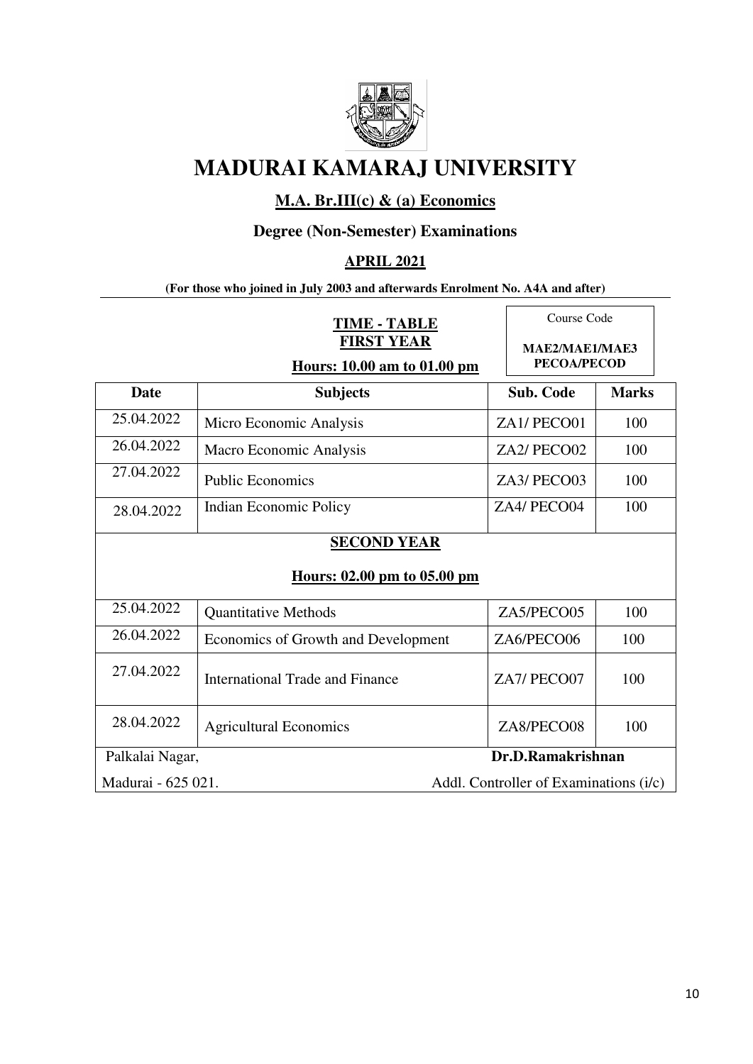# MADURAI KAMARAJ UNIVERSITY

## M.A. Br.III(c) & (a) Economics

### Degree (Non-Semester) Examinations

### APRIL 2021

**(For those who joined in July 2003 and afterwards Enrolment No. A4A and after)**

**TIME - TABLE**
**FIRST YEAR**
**Hours: 10.00 am to 01.00 pm**

Course Code
**MAE2/MAE1/MAE3**
**PECOA/PECOD**

| Date | Subjects | Sub. Code | Marks |
|---|---|---|---|
| 25.04.2022 | Micro Economic Analysis | ZA1/ PECO01 | 100 |
| 26.04.2022 | Macro Economic Analysis | ZA2/ PECO02 | 100 |
| 27.04.2022 | Public Economics | ZA3/ PECO03 | 100 |
| 28.04.2022 | Indian Economic Policy | ZA4/ PECO04 | 100 |
| **SECOND YEAR** | | | |
| **Hours: 02.00 pm to 05.00 pm** | | | |
| 25.04.2022 | Quantitative Methods | ZA5/PECO05 | 100 |
| 26.04.2022 | Economics of Growth and Development | ZA6/PECO06 | 100 |
| 27.04.2022 | International Trade and Finance | ZA7/ PECO07 | 100 |
| 28.04.2022 | Agricultural Economics | ZA8/PECO08 | 100 |

Palkalai Nagar,
Madurai - 625 021.

**Dr.D.Ramakrishnan**
Addl. Controller of Examinations (i/c)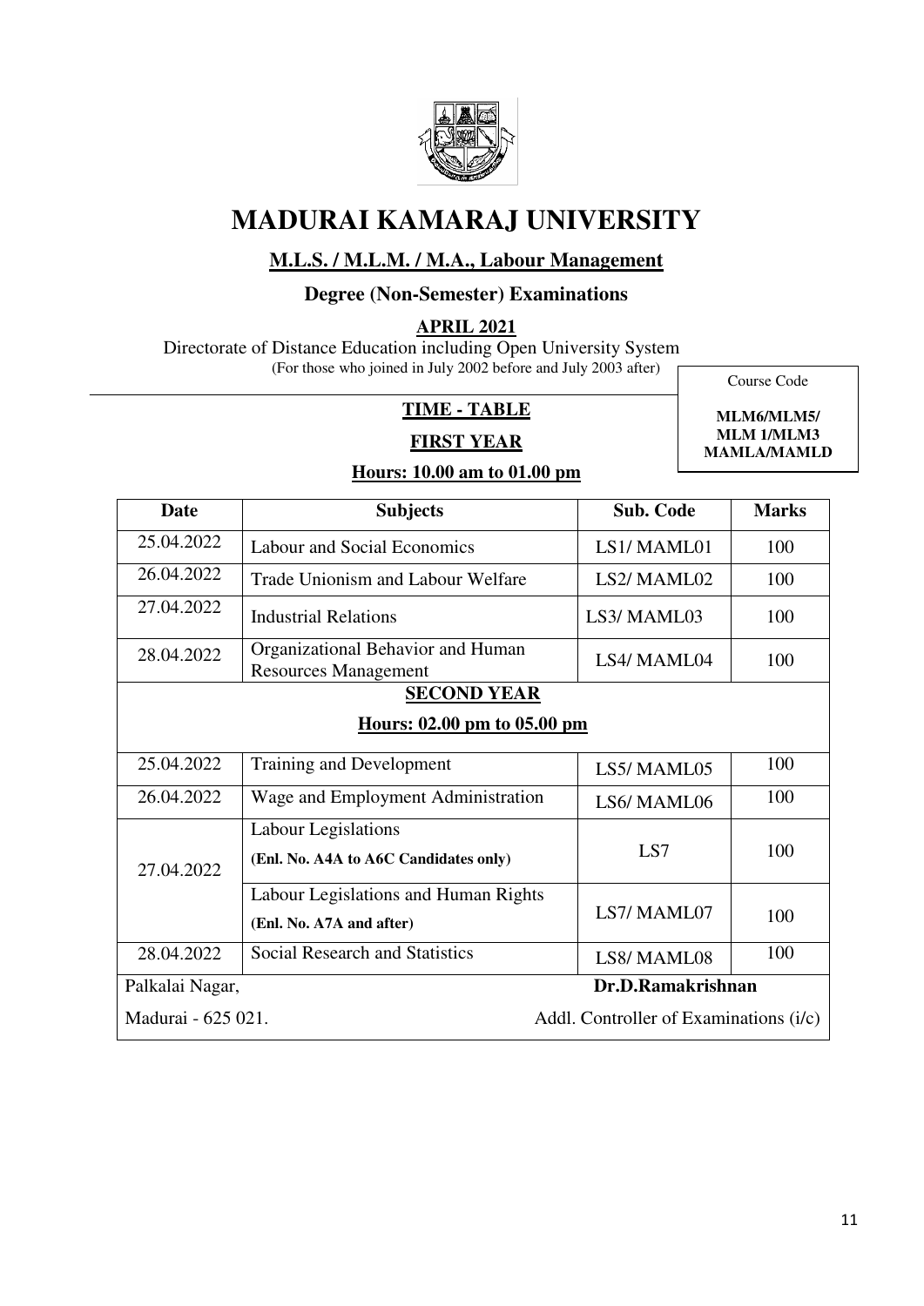# MADURAI KAMARAJ UNIVERSITY

## M.L.S. / M.L.M. / M.A., Labour Management

### Degree (Non-Semester) Examinations

### APRIL 2021

Directorate of Distance Education including Open University System

(For those who joined in July 2002 before and July 2003 after)

Course Code

**MLM6/MLM5/ MLM 1/MLM3 MAMLA/MAMLD**

**TIME - TABLE**

**FIRST YEAR**

**Hours: 10.00 am to 01.00 pm**

| Date | Subjects | Sub. Code | Marks |
|---|---|---|---|
| 25.04.2022 | Labour and Social Economics | LS1/ MAML01 | 100 |
| 26.04.2022 | Trade Unionism and Labour Welfare | LS2/ MAML02 | 100 |
| 27.04.2022 | Industrial Relations | LS3/ MAML03 | 100 |
| 28.04.2022 | Organizational Behavior and Human Resources Management | LS4/ MAML04 | 100 |
| **SECOND YEAR** | | | |
| **Hours: 02.00 pm to 05.00 pm** | | | |
| 25.04.2022 | Training and Development | LS5/ MAML05 | 100 |
| 26.04.2022 | Wage and Employment Administration | LS6/ MAML06 | 100 |
| 27.04.2022 | Labour Legislations **(Enl. No. A4A to A6C Candidates only)** | LS7 | 100 |
| | Labour Legislations and Human Rights **(Enl. No. A7A and after)** | LS7/ MAML07 | 100 |
| 28.04.2022 | Social Research and Statistics | LS8/ MAML08 | 100 |

Palkalai Nagar,
Madurai - 625 021.

**Dr.D.Ramakrishnan**
Addl. Controller of Examinations (i/c)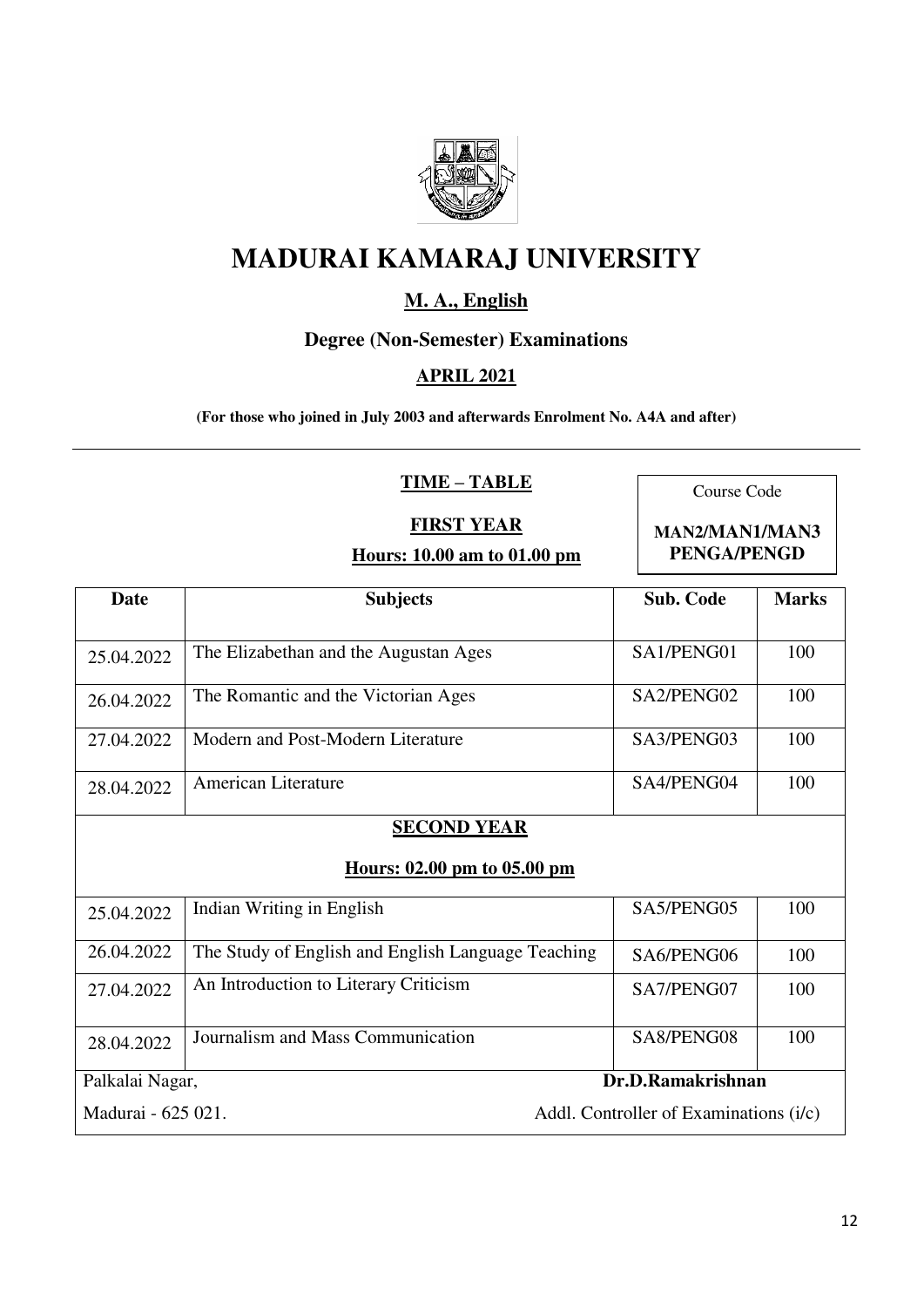# MADURAI KAMARAJ UNIVERSITY

## M. A., English

### Degree (Non-Semester) Examinations

### APRIL 2021

**(For those who joined in July 2003 and afterwards Enrolment No. A4A and after)**

---

**TIME – TABLE**

**FIRST YEAR**

**Hours: 10.00 am to 01.00 pm**

| Course Code |
|---|
| **MAN2/MAN1/MAN3 PENGA/PENGD** |

| Date | Subjects | Sub. Code | Marks |
|---|---|---|---|
| 25.04.2022 | The Elizabethan and the Augustan Ages | SA1/PENG01 | 100 |
| 26.04.2022 | The Romantic and the Victorian Ages | SA2/PENG02 | 100 |
| 27.04.2022 | Modern and Post-Modern Literature | SA3/PENG03 | 100 |
| 28.04.2022 | American Literature | SA4/PENG04 | 100 |
| **SECOND YEAR** **Hours: 02.00 pm to 05.00 pm** | | | |
| 25.04.2022 | Indian Writing in English | SA5/PENG05 | 100 |
| 26.04.2022 | The Study of English and English Language Teaching | SA6/PENG06 | 100 |
| 27.04.2022 | An Introduction to Literary Criticism | SA7/PENG07 | 100 |
| 28.04.2022 | Journalism and Mass Communication | SA8/PENG08 | 100 |

Palkalai Nagar,
Madurai - 625 021.

**Dr.D.Ramakrishnan**
Addl. Controller of Examinations (i/c)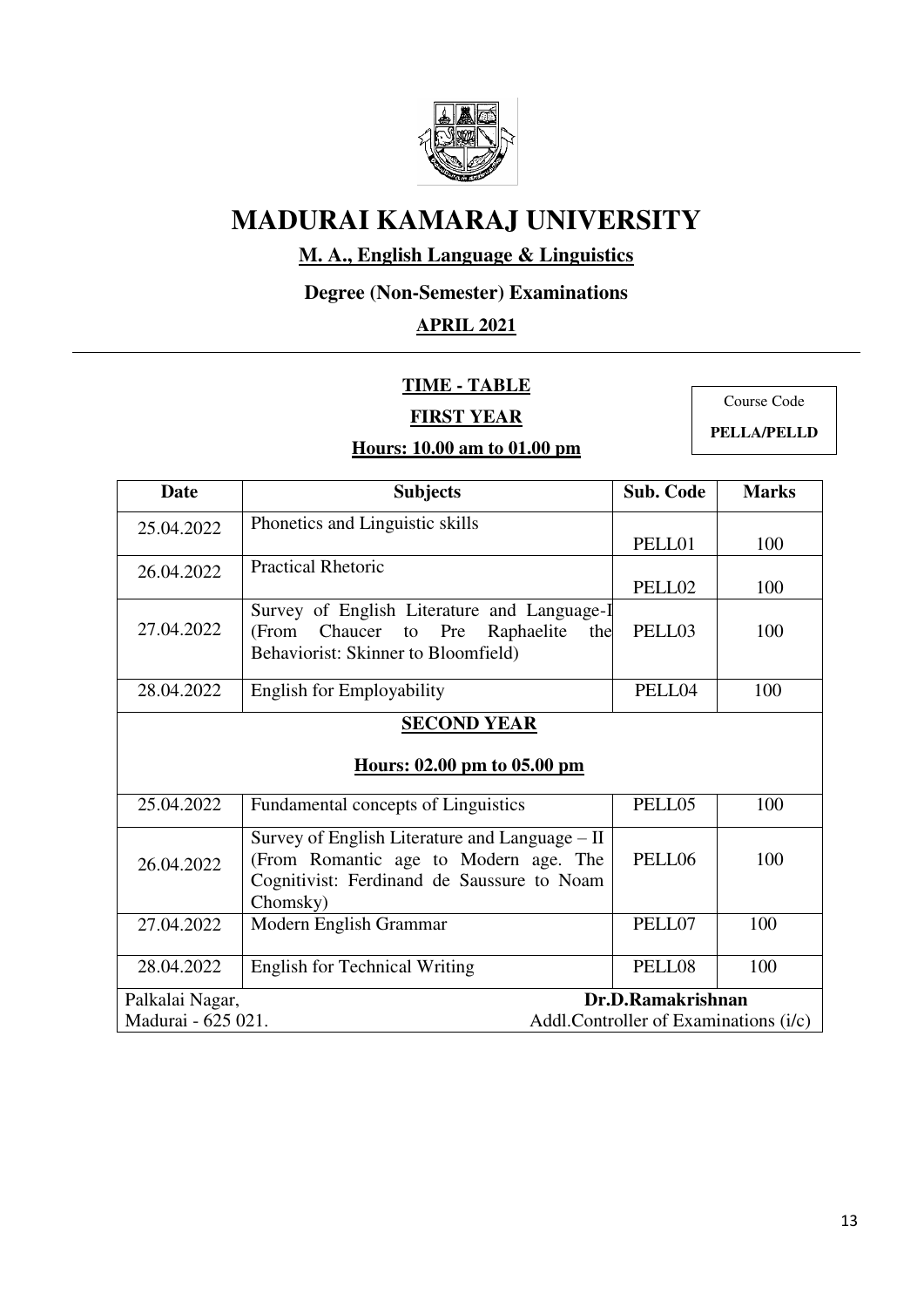# MADURAI KAMARAJ UNIVERSITY

**M. A., English Language & Linguistics**

**Degree (Non-Semester) Examinations**

**APRIL 2021**

**TIME - TABLE**

**FIRST YEAR**

**Hours: 10.00 am to 01.00 pm**

Course Code
**PELLA/PELLD**

| Date | Subjects | Sub. Code | Marks |
|---|---|---|---|
| 25.04.2022 | Phonetics and Linguistic skills | PELL01 | 100 |
| 26.04.2022 | Practical Rhetoric | PELL02 | 100 |
| 27.04.2022 | Survey of English Literature and Language-I (From Chaucer to Pre Raphaelite the Behaviorist: Skinner to Bloomfield) | PELL03 | 100 |
| 28.04.2022 | English for Employability | PELL04 | 100 |
| **SECOND YEAR** **Hours: 02.00 pm to 05.00 pm** | | | |
| 25.04.2022 | Fundamental concepts of Linguistics | PELL05 | 100 |
| 26.04.2022 | Survey of English Literature and Language – II (From Romantic age to Modern age. The Cognitivist: Ferdinand de Saussure to Noam Chomsky) | PELL06 | 100 |
| 27.04.2022 | Modern English Grammar | PELL07 | 100 |
| 28.04.2022 | English for Technical Writing | PELL08 | 100 |

Palkalai Nagar,
Madurai - 625 021.

**Dr.D.Ramakrishnan**
Addl.Controller of Examinations (i/c)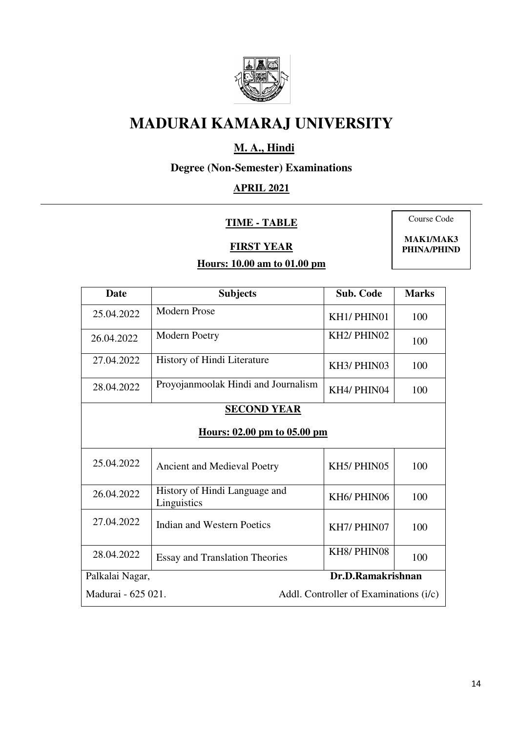# MADURAI KAMARAJ UNIVERSITY

## M. A., Hindi

### Degree (Non-Semester) Examinations

### APRIL 2021

| Course Code |
|---|
| **MAK1/MAK3 PHINA/PHIND** |

**TIME - TABLE**

**FIRST YEAR**

**Hours: 10.00 am to 01.00 pm**

| Date | Subjects | Sub. Code | Marks |
|---|---|---|---|
| 25.04.2022 | Modern Prose | KH1/ PHIN01 | 100 |
| 26.04.2022 | Modern Poetry | KH2/ PHIN02 | 100 |
| 27.04.2022 | History of Hindi Literature | KH3/ PHIN03 | 100 |
| 28.04.2022 | Proyojanmoolak Hindi and Journalism | KH4/ PHIN04 | 100 |
| **SECOND YEAR** **Hours: 02.00 pm to 05.00 pm** | | | |
| 25.04.2022 | Ancient and Medieval Poetry | KH5/ PHIN05 | 100 |
| 26.04.2022 | History of Hindi Language and Linguistics | KH6/ PHIN06 | 100 |
| 27.04.2022 | Indian and Western Poetics | KH7/ PHIN07 | 100 |
| 28.04.2022 | Essay and Translation Theories | KH8/ PHIN08 | 100 |

Palkalai Nagar, **Dr.D.Ramakrishnan**

Madurai - 625 021. Addl. Controller of Examinations (i/c)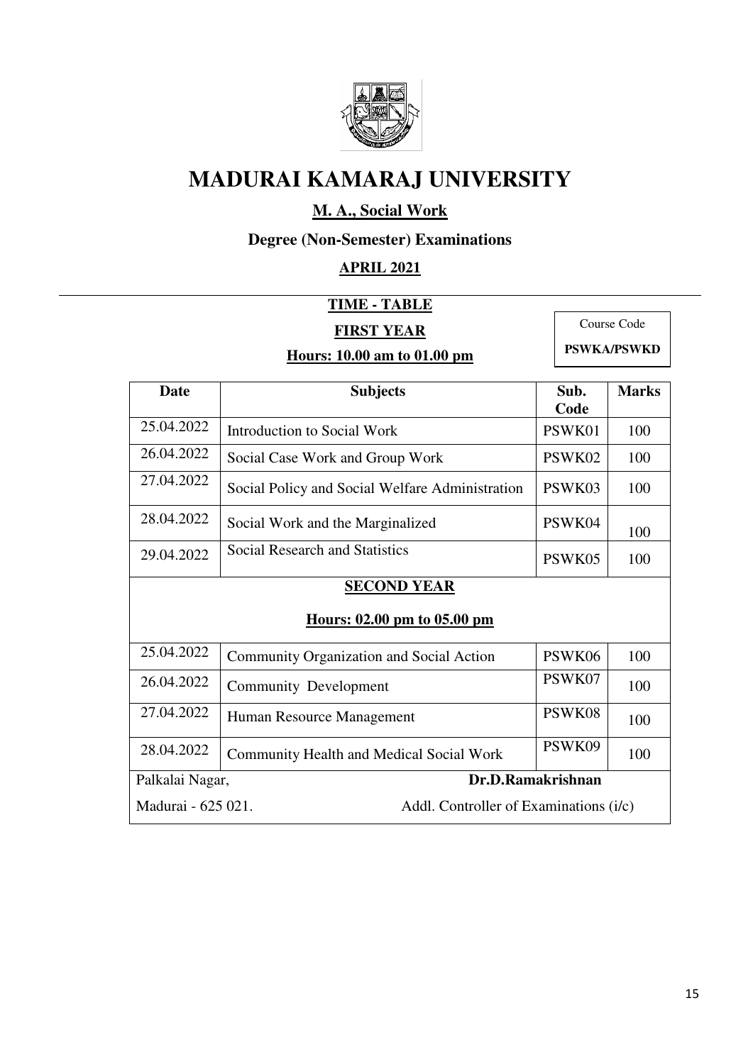# MADURAI KAMARAJ UNIVERSITY

**M. A., Social Work**

**Degree (Non-Semester) Examinations**

**APRIL 2021**

**TIME - TABLE**

**FIRST YEAR**

**Hours: 10.00 am to 01.00 pm**

Course Code
**PSWKA/PSWKD**

| Date | Subjects | Sub. Code | Marks |
|---|---|---|---|
| 25.04.2022 | Introduction to Social Work | PSWK01 | 100 |
| 26.04.2022 | Social Case Work and Group Work | PSWK02 | 100 |
| 27.04.2022 | Social Policy and Social Welfare Administration | PSWK03 | 100 |
| 28.04.2022 | Social Work and the Marginalized | PSWK04 | 100 |
| 29.04.2022 | Social Research and Statistics | PSWK05 | 100 |
| **SECOND YEAR** **Hours: 02.00 pm to 05.00 pm** | | | |
| 25.04.2022 | Community Organization and Social Action | PSWK06 | 100 |
| 26.04.2022 | Community Development | PSWK07 | 100 |
| 27.04.2022 | Human Resource Management | PSWK08 | 100 |
| 28.04.2022 | Community Health and Medical Social Work | PSWK09 | 100 |

Palkalai Nagar,
Madurai - 625 021.

**Dr.D.Ramakrishnan**
Addl. Controller of Examinations (i/c)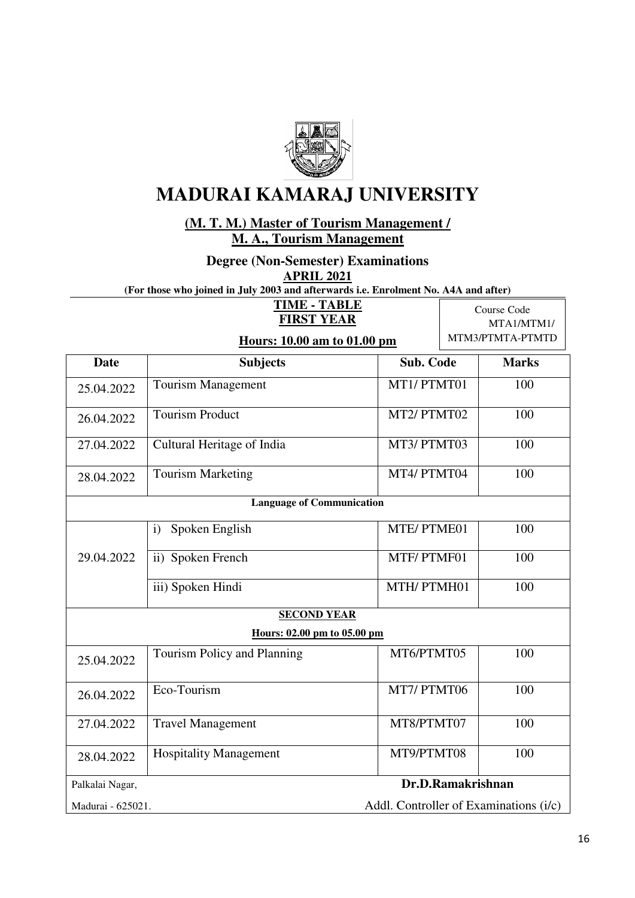# MADURAI KAMARAJ UNIVERSITY

**(M. T. M.) Master of Tourism Management /**
**M. A., Tourism Management**

**Degree (Non-Semester) Examinations**
**APRIL 2021**
**(For those who joined in July 2003 and afterwards i.e. Enrolment No. A4A and after)**

**TIME - TABLE**
**FIRST YEAR**

**Hours: 10.00 am to 01.00 pm**

Course Code MTA1/MTM1/ MTM3/PTMTA-PTMTD

| Date | Subjects | Sub. Code | Marks |
|---|---|---|---|
| 25.04.2022 | Tourism Management | MT1/ PTMT01 | 100 |
| 26.04.2022 | Tourism Product | MT2/ PTMT02 | 100 |
| 27.04.2022 | Cultural Heritage of India | MT3/ PTMT03 | 100 |
| 28.04.2022 | Tourism Marketing | MT4/ PTMT04 | 100 |
| **Language of Communication** | | | |
| 29.04.2022 | i) Spoken English | MTE/ PTME01 | 100 |
| | ii) Spoken French | MTF/ PTMF01 | 100 |
| | iii) Spoken Hindi | MTH/ PTMH01 | 100 |
| **SECOND YEAR** | | | |
| **Hours: 02.00 pm to 05.00 pm** | | | |
| 25.04.2022 | Tourism Policy and Planning | MT6/PTMT05 | 100 |
| 26.04.2022 | Eco-Tourism | MT7/ PTMT06 | 100 |
| 27.04.2022 | Travel Management | MT8/PTMT07 | 100 |
| 28.04.2022 | Hospitality Management | MT9/PTMT08 | 100 |

Palkalai Nagar,
Madurai - 625021.

**Dr.D.Ramakrishnan**
Addl. Controller of Examinations (i/c)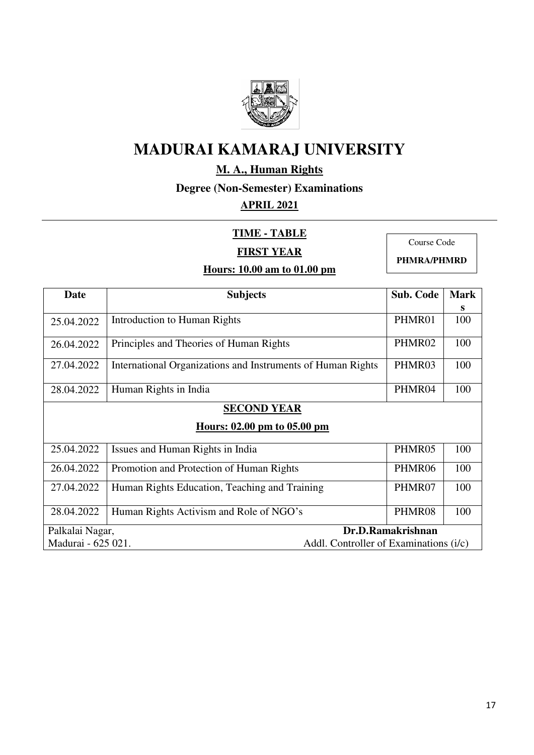# MADURAI KAMARAJ UNIVERSITY

## M. A., Human Rights

### Degree (Non-Semester) Examinations

### APRIL 2021

**TIME - TABLE**

**FIRST YEAR**

**Hours: 10.00 am to 01.00 pm**

| Course Code |
|---|
| **PHMRA/PHMRD** |

| Date | Subjects | Sub. Code | Marks |
|---|---|---|---|
| 25.04.2022 | Introduction to Human Rights | PHMR01 | 100 |
| 26.04.2022 | Principles and Theories of Human Rights | PHMR02 | 100 |
| 27.04.2022 | International Organizations and Instruments of Human Rights | PHMR03 | 100 |
| 28.04.2022 | Human Rights in India | PHMR04 | 100 |
| | **SECOND YEAR** **Hours: 02.00 pm to 05.00 pm** | | |
| 25.04.2022 | Issues and Human Rights in India | PHMR05 | 100 |
| 26.04.2022 | Promotion and Protection of Human Rights | PHMR06 | 100 |
| 27.04.2022 | Human Rights Education, Teaching and Training | PHMR07 | 100 |
| 28.04.2022 | Human Rights Activism and Role of NGO's | PHMR08 | 100 |

Palkalai Nagar,
Madurai - 625 021.

**Dr.D.Ramakrishnan**
Addl. Controller of Examinations (i/c)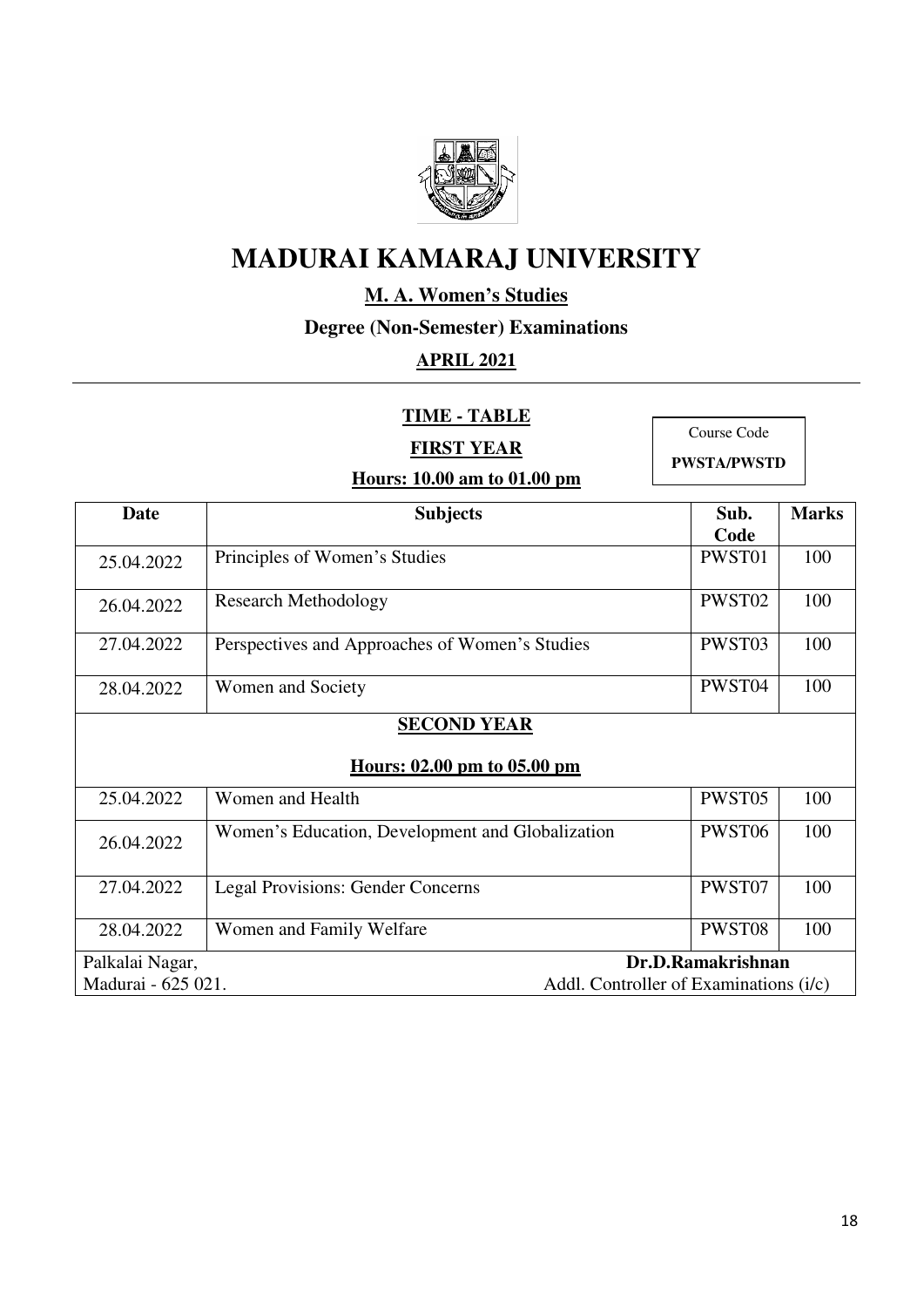# MADURAI KAMARAJ UNIVERSITY

**M. A. Women's Studies**

**Degree (Non-Semester) Examinations**

**APRIL 2021**

**TIME - TABLE**

**FIRST YEAR**

**Hours: 10.00 am to 01.00 pm**

| Course Code |
|---|
| **PWSTA/PWSTD** |

| Date | Subjects | Sub. Code | Marks |
|---|---|---|---|
| 25.04.2022 | Principles of Women's Studies | PWST01 | 100 |
| 26.04.2022 | Research Methodology | PWST02 | 100 |
| 27.04.2022 | Perspectives and Approaches of Women's Studies | PWST03 | 100 |
| 28.04.2022 | Women and Society | PWST04 | 100 |
| | **SECOND YEAR** **Hours: 02.00 pm to 05.00 pm** | | |
| 25.04.2022 | Women and Health | PWST05 | 100 |
| 26.04.2022 | Women's Education, Development and Globalization | PWST06 | 100 |
| 27.04.2022 | Legal Provisions: Gender Concerns | PWST07 | 100 |
| 28.04.2022 | Women and Family Welfare | PWST08 | 100 |

Palkalai Nagar,
Madurai - 625 021.

**Dr.D.Ramakrishnan**
Addl. Controller of Examinations (i/c)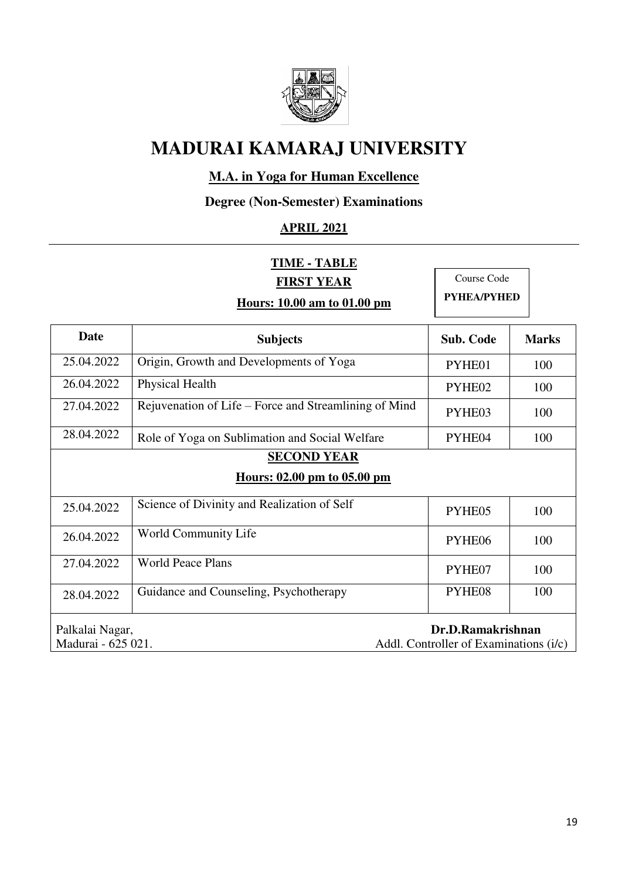# MADURAI KAMARAJ UNIVERSITY

**M.A. in Yoga for Human Excellence**

**Degree (Non-Semester) Examinations**

**APRIL 2021**

**TIME - TABLE**

**FIRST YEAR**

**Hours: 10.00 am to 01.00 pm**

Course Code **PYHEA/PYHED**

| Date | Subjects | Sub. Code | Marks |
|---|---|---|---|
| 25.04.2022 | Origin, Growth and Developments of Yoga | PYHE01 | 100 |
| 26.04.2022 | Physical Health | PYHE02 | 100 |
| 27.04.2022 | Rejuvenation of Life – Force and Streamlining of Mind | PYHE03 | 100 |
| 28.04.2022 | Role of Yoga on Sublimation and Social Welfare | PYHE04 | 100 |
| **SECOND YEAR** **Hours: 02.00 pm to 05.00 pm** | | | |
| 25.04.2022 | Science of Divinity and Realization of Self | PYHE05 | 100 |
| 26.04.2022 | World Community Life | PYHE06 | 100 |
| 27.04.2022 | World Peace Plans | PYHE07 | 100 |
| 28.04.2022 | Guidance and Counseling, Psychotherapy | PYHE08 | 100 |

Palkalai Nagar,
Madurai - 625 021.

**Dr.D.Ramakrishnan**
Addl. Controller of Examinations (i/c)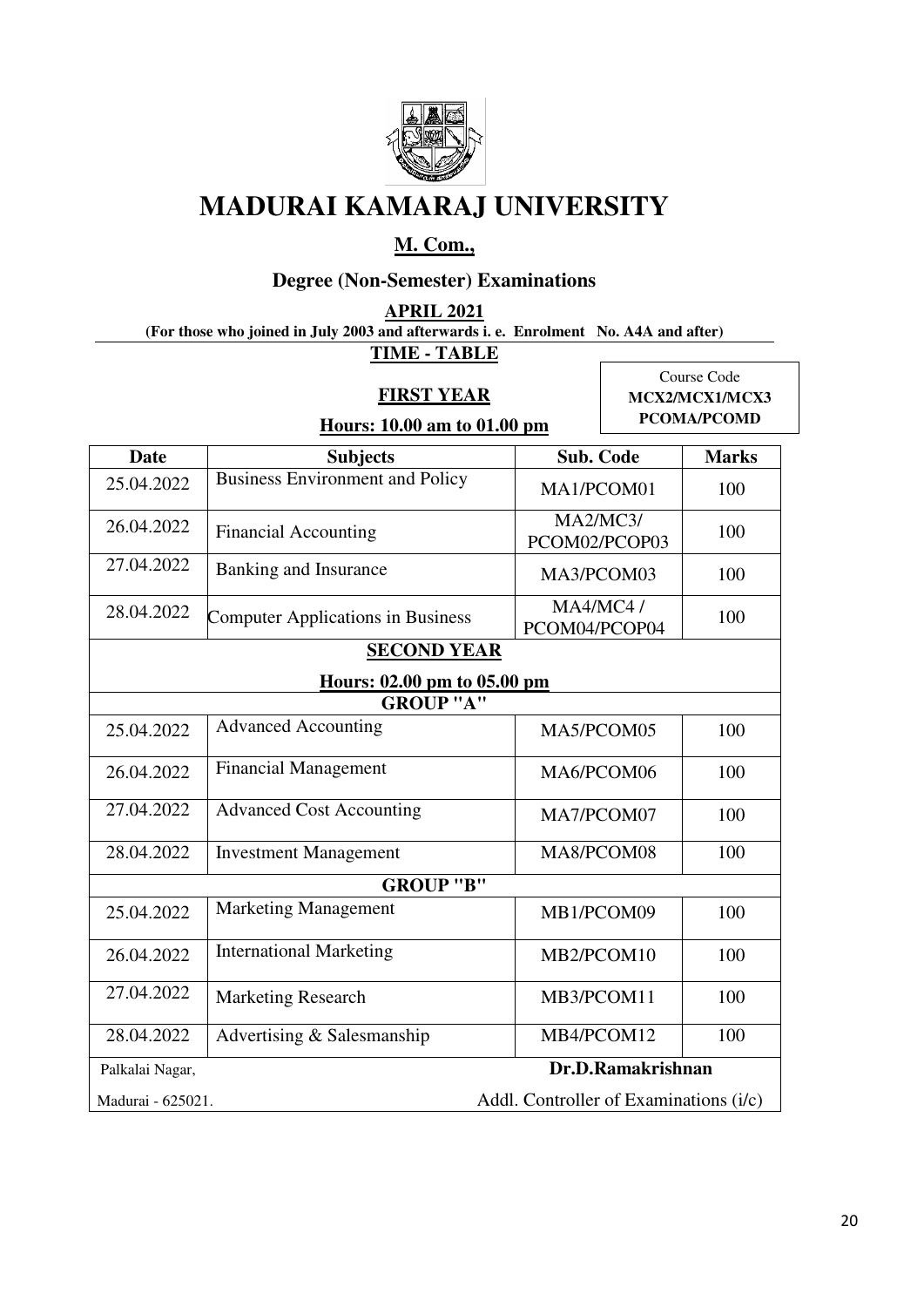# MADURAI KAMARAJ UNIVERSITY

## M. Com.,

### Degree (Non-Semester) Examinations

**APRIL 2021**

**(For those who joined in July 2003 and afterwards i. e. Enrolment No. A4A and after)**

**TIME - TABLE**

Course Code
**MCX2/MCX1/MCX3**
**PCOMA/PCOMD**

**FIRST YEAR**

**Hours: 10.00 am to 01.00 pm**

| Date | Subjects | Sub. Code | Marks |
|---|---|---|---|
| 25.04.2022 | Business Environment and Policy | MA1/PCOM01 | 100 |
| 26.04.2022 | Financial Accounting | MA2/MC3/ PCOM02/PCOP03 | 100 |
| 27.04.2022 | Banking and Insurance | MA3/PCOM03 | 100 |
| 28.04.2022 | Computer Applications in Business | MA4/MC4 / PCOM04/PCOP04 | 100 |
| **SECOND YEAR** **Hours: 02.00 pm to 05.00 pm** | | | |
| **GROUP "A"** | | | |
| 25.04.2022 | Advanced Accounting | MA5/PCOM05 | 100 |
| 26.04.2022 | Financial Management | MA6/PCOM06 | 100 |
| 27.04.2022 | Advanced Cost Accounting | MA7/PCOM07 | 100 |
| 28.04.2022 | Investment Management | MA8/PCOM08 | 100 |
| **GROUP "B"** | | | |
| 25.04.2022 | Marketing Management | MB1/PCOM09 | 100 |
| 26.04.2022 | International Marketing | MB2/PCOM10 | 100 |
| 27.04.2022 | Marketing Research | MB3/PCOM11 | 100 |
| 28.04.2022 | Advertising & Salesmanship | MB4/PCOM12 | 100 |

Palkalai Nagar,
Madurai - 625021.

**Dr.D.Ramakrishnan**
Addl. Controller of Examinations (i/c)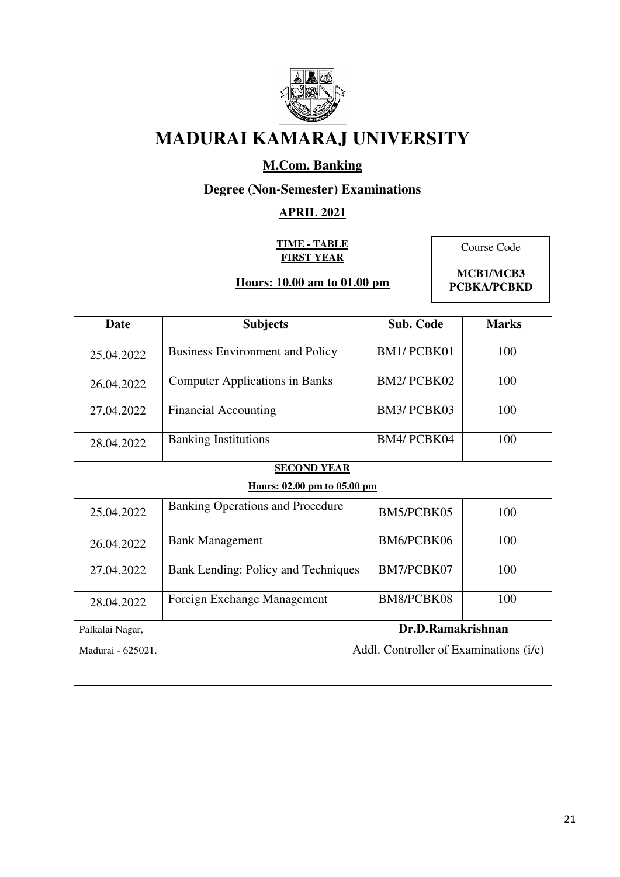# MADURAI KAMARAJ UNIVERSITY

## M.Com. Banking

### Degree (Non-Semester) Examinations

### APRIL 2021

**TIME - TABLE**
**FIRST YEAR**

**Hours: 10.00 am to 01.00 pm**

| Course Code |
| --- |
| **MCB1/MCB3 PCBKA/PCBKD** |

| Date | Subjects | Sub. Code | Marks |
| --- | --- | --- | --- |
| 25.04.2022 | Business Environment and Policy | BM1/ PCBK01 | 100 |
| 26.04.2022 | Computer Applications in Banks | BM2/ PCBK02 | 100 |
| 27.04.2022 | Financial Accounting | BM3/ PCBK03 | 100 |
| 28.04.2022 | Banking Institutions | BM4/ PCBK04 | 100 |
| **SECOND YEAR** Hours: 02.00 pm to 05.00 pm | | | |
| 25.04.2022 | Banking Operations and Procedure | BM5/PCBK05 | 100 |
| 26.04.2022 | Bank Management | BM6/PCBK06 | 100 |
| 27.04.2022 | Bank Lending: Policy and Techniques | BM7/PCBK07 | 100 |
| 28.04.2022 | Foreign Exchange Management | BM8/PCBK08 | 100 |

Palkalai Nagar,
Madurai - 625021.

**Dr.D.Ramakrishnan**
Addl. Controller of Examinations (i/c)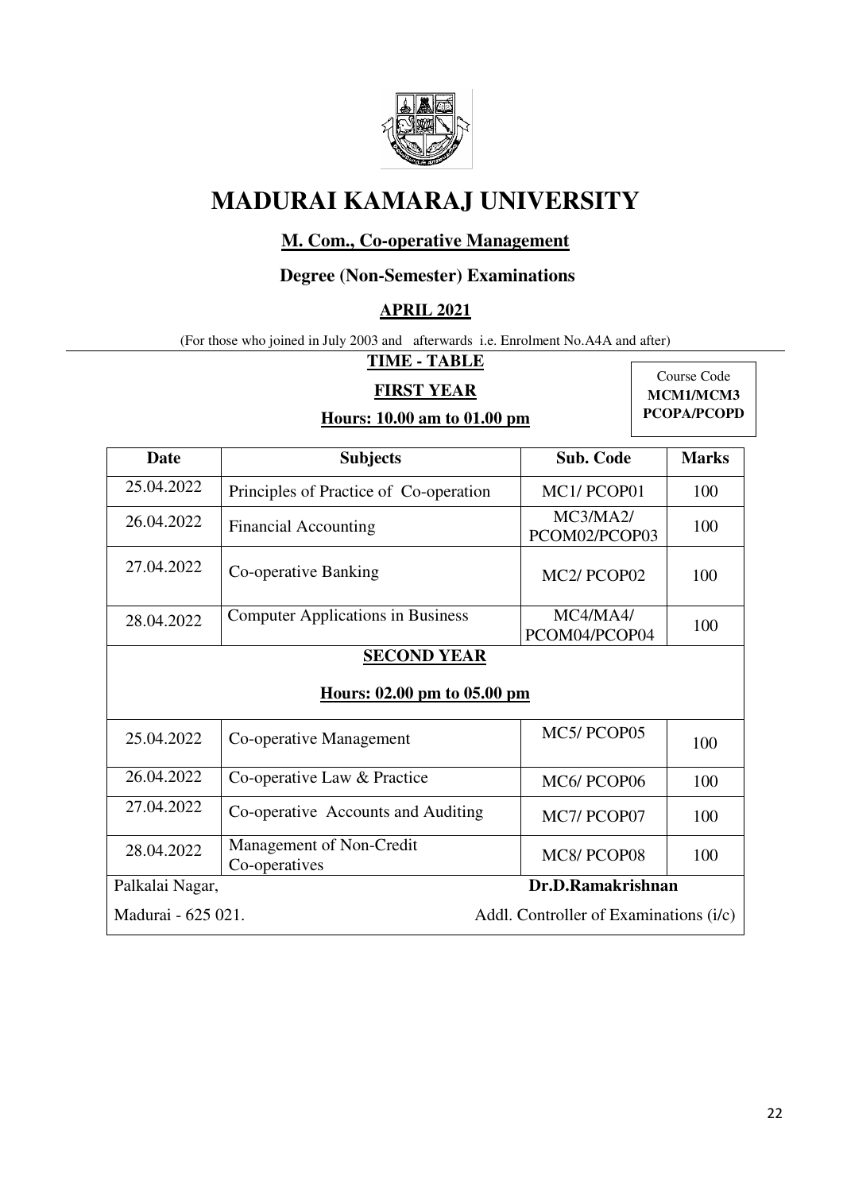# MADURAI KAMARAJ UNIVERSITY

## M. Com., Co-operative Management

### Degree (Non-Semester) Examinations

### APRIL 2021

(For those who joined in July 2003 and afterwards i.e. Enrolment No.A4A and after)

**TIME - TABLE**

**FIRST YEAR**

**Hours: 10.00 am to 01.00 pm**

Course Code
**MCM1/MCM3**
**PCOPA/PCOPD**

| Date | Subjects | Sub. Code | Marks |
|---|---|---|---|
| 25.04.2022 | Principles of Practice of Co-operation | MC1/ PCOP01 | 100 |
| 26.04.2022 | Financial Accounting | MC3/MA2/ PCOM02/PCOP03 | 100 |
| 27.04.2022 | Co-operative Banking | MC2/ PCOP02 | 100 |
| 28.04.2022 | Computer Applications in Business | MC4/MA4/ PCOM04/PCOP04 | 100 |
| **SECOND YEAR** **Hours: 02.00 pm to 05.00 pm** | | | |
| 25.04.2022 | Co-operative Management | MC5/ PCOP05 | 100 |
| 26.04.2022 | Co-operative Law & Practice | MC6/ PCOP06 | 100 |
| 27.04.2022 | Co-operative Accounts and Auditing | MC7/ PCOP07 | 100 |
| 28.04.2022 | Management of Non-Credit Co-operatives | MC8/ PCOP08 | 100 |

Palkalai Nagar,
Madurai - 625 021.

**Dr.D.Ramakrishnan**
Addl. Controller of Examinations (i/c)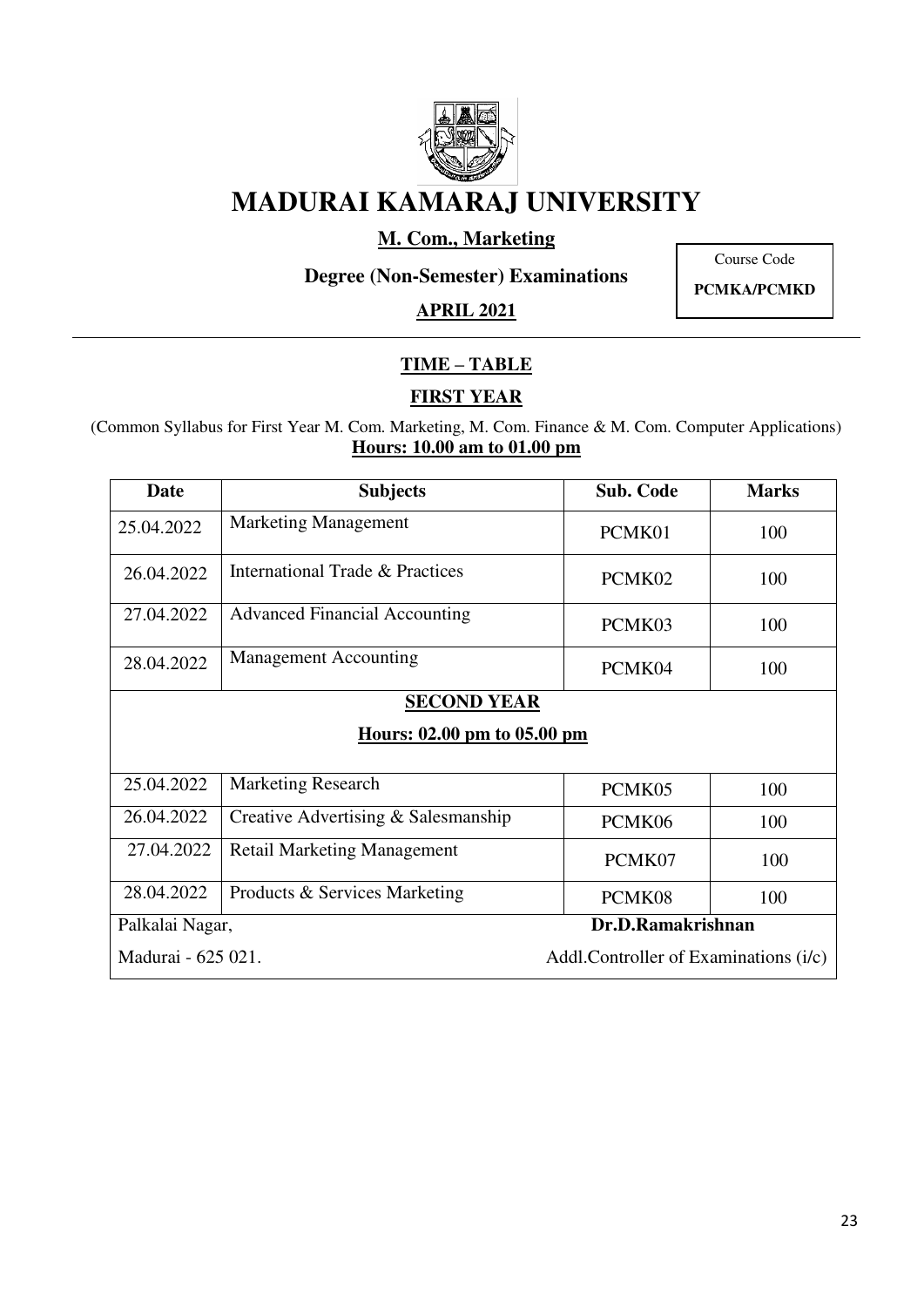# MADURAI KAMARAJ UNIVERSITY

**M. Com., Marketing**

**Degree (Non-Semester) Examinations**

**APRIL 2021**

Course Code
**PCMKA/PCMKD**

**TIME – TABLE**

**FIRST YEAR**

(Common Syllabus for First Year M. Com. Marketing, M. Com. Finance & M. Com. Computer Applications)

**Hours: 10.00 am to 01.00 pm**

| Date | Subjects | Sub. Code | Marks |
|---|---|---|---|
| 25.04.2022 | Marketing Management | PCMK01 | 100 |
| 26.04.2022 | International Trade & Practices | PCMK02 | 100 |
| 27.04.2022 | Advanced Financial Accounting | PCMK03 | 100 |
| 28.04.2022 | Management Accounting | PCMK04 | 100 |
| **SECOND YEAR** **Hours: 02.00 pm to 05.00 pm** | | | |
| 25.04.2022 | Marketing Research | PCMK05 | 100 |
| 26.04.2022 | Creative Advertising & Salesmanship | PCMK06 | 100 |
| 27.04.2022 | Retail Marketing Management | PCMK07 | 100 |
| 28.04.2022 | Products & Services Marketing | PCMK08 | 100 |

Palkalai Nagar,
Madurai - 625 021.

**Dr.D.Ramakrishnan**
Addl.Controller of Examinations (i/c)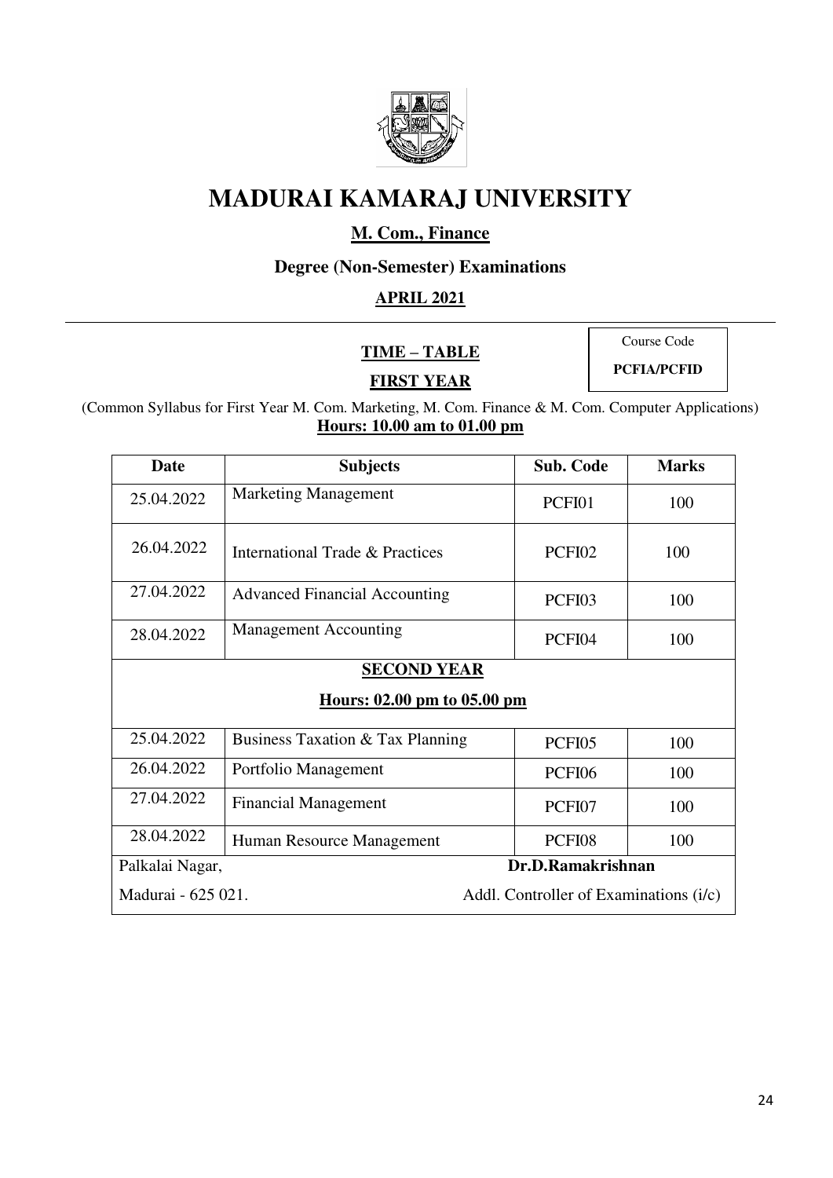# MADURAI KAMARAJ UNIVERSITY

**M. Com., Finance**

**Degree (Non-Semester) Examinations**

**APRIL 2021**

**TIME – TABLE**

**FIRST YEAR**

| Course Code |
|---|
| **PCFIA/PCFID** |

(Common Syllabus for First Year M. Com. Marketing, M. Com. Finance & M. Com. Computer Applications)

**Hours: 10.00 am to 01.00 pm**

| Date | Subjects | Sub. Code | Marks |
|---|---|---|---|
| 25.04.2022 | Marketing Management | PCFI01 | 100 |
| 26.04.2022 | International Trade & Practices | PCFI02 | 100 |
| 27.04.2022 | Advanced Financial Accounting | PCFI03 | 100 |
| 28.04.2022 | Management Accounting | PCFI04 | 100 |
| **SECOND YEAR** **Hours: 02.00 pm to 05.00 pm** | | | |
| 25.04.2022 | Business Taxation & Tax Planning | PCFI05 | 100 |
| 26.04.2022 | Portfolio Management | PCFI06 | 100 |
| 27.04.2022 | Financial Management | PCFI07 | 100 |
| 28.04.2022 | Human Resource Management | PCFI08 | 100 |

Palkalai Nagar,
Madurai - 625 021.

**Dr.D.Ramakrishnan**
Addl. Controller of Examinations (i/c)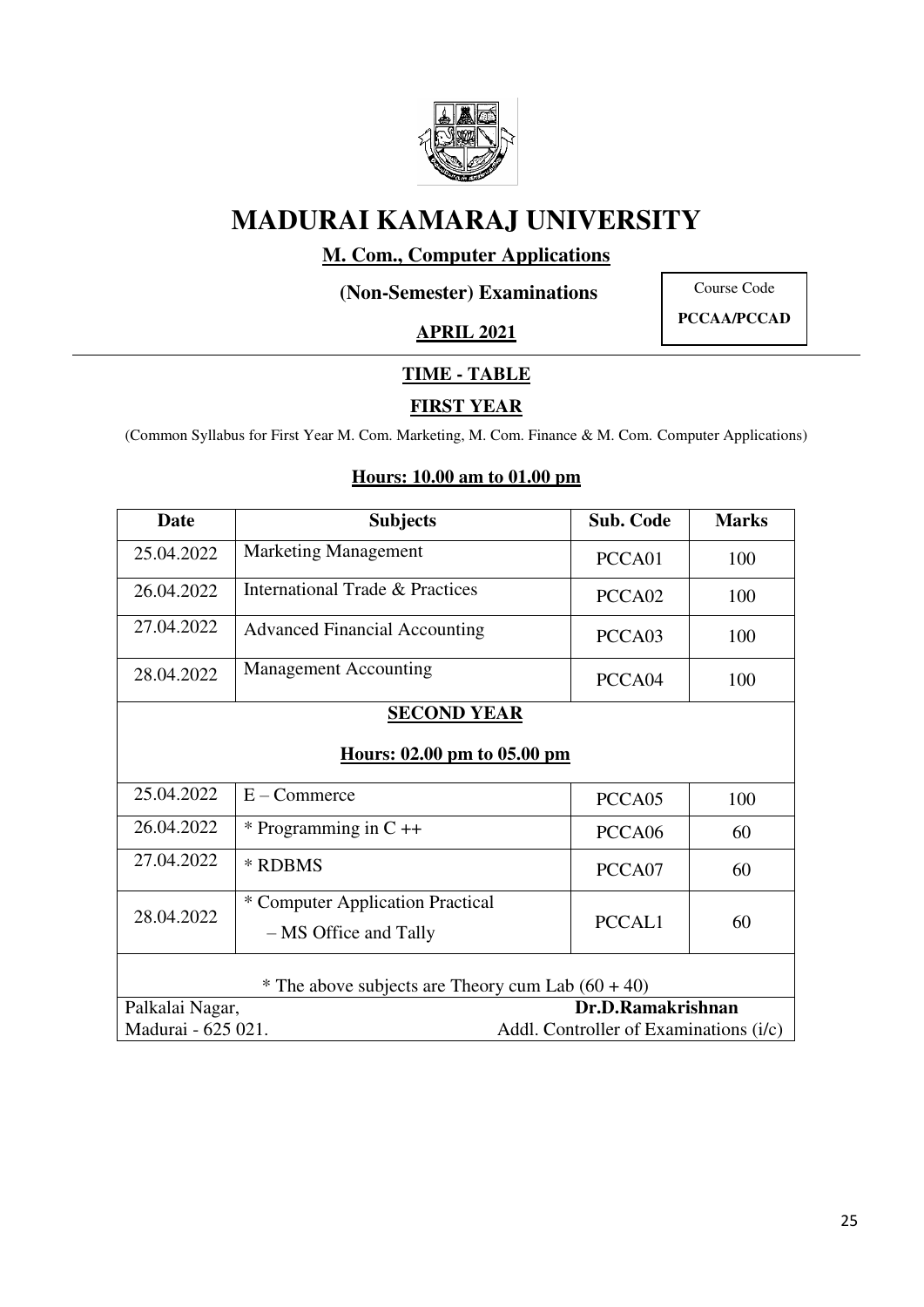# MADURAI KAMARAJ UNIVERSITY

**M. Com., Computer Applications**

**(Non-Semester) Examinations**

**APRIL 2021**

Course Code
**PCCAA/PCCAD**

**TIME - TABLE**

**FIRST YEAR**

(Common Syllabus for First Year M. Com. Marketing, M. Com. Finance & M. Com. Computer Applications)

**Hours: 10.00 am to 01.00 pm**

| Date | Subjects | Sub. Code | Marks |
|---|---|---|---|
| 25.04.2022 | Marketing Management | PCCA01 | 100 |
| 26.04.2022 | International Trade & Practices | PCCA02 | 100 |
| 27.04.2022 | Advanced Financial Accounting | PCCA03 | 100 |
| 28.04.2022 | Management Accounting | PCCA04 | 100 |
| **SECOND YEAR** | | | |
| **Hours: 02.00 pm to 05.00 pm** | | | |
| 25.04.2022 | E – Commerce | PCCA05 | 100 |
| 26.04.2022 | * Programming in C ++ | PCCA06 | 60 |
| 27.04.2022 | * RDBMS | PCCA07 | 60 |
| 28.04.2022 | * Computer Application Practical – MS Office and Tally | PCCAL1 | 60 |

* The above subjects are Theory cum Lab (60 + 40)

Palkalai Nagar,
Madurai - 625 021.

**Dr.D.Ramakrishnan**
Addl. Controller of Examinations (i/c)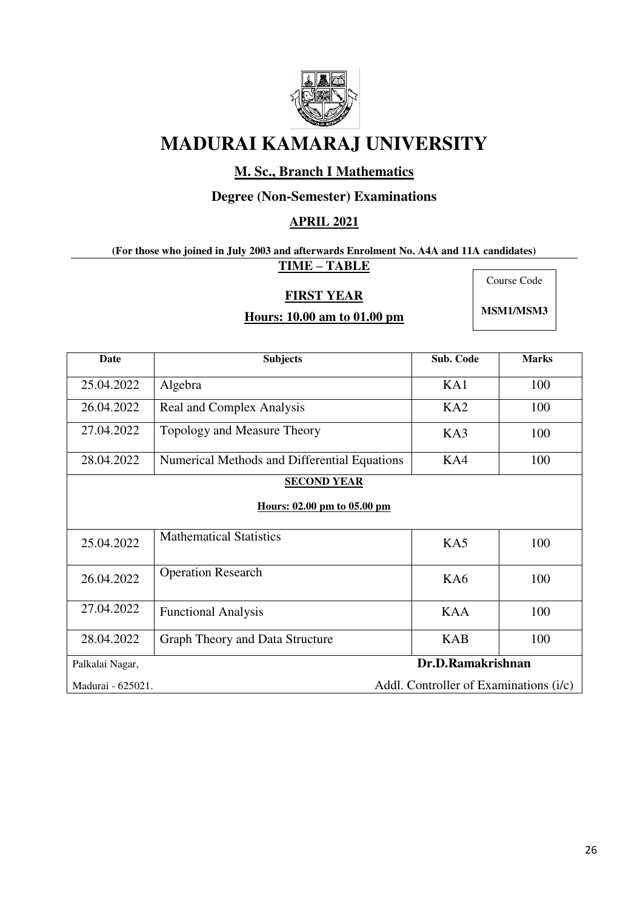# MADURAI KAMARAJ UNIVERSITY

## M. Sc., Branch I Mathematics

### Degree (Non-Semester) Examinations

### APRIL 2021

**(For those who joined in July 2003 and afterwards Enrolment No. A4A and 11A candidates)**

**TIME – TABLE**

| Course Code |
|---|
| **MSM1/MSM3** |

**FIRST YEAR**

**Hours: 10.00 am to 01.00 pm**

| Date | Subjects | Sub. Code | Marks |
|---|---|---|---|
| 25.04.2022 | Algebra | KA1 | 100 |
| 26.04.2022 | Real and Complex Analysis | KA2 | 100 |
| 27.04.2022 | Topology and Measure Theory | KA3 | 100 |
| 28.04.2022 | Numerical Methods and Differential Equations | KA4 | 100 |
| | **SECOND YEAR** **Hours: 02.00 pm to 05.00 pm** | | |
| 25.04.2022 | Mathematical Statistics | KA5 | 100 |
| 26.04.2022 | Operation Research | KA6 | 100 |
| 27.04.2022 | Functional Analysis | KAA | 100 |
| 28.04.2022 | Graph Theory and Data Structure | KAB | 100 |

Palkalai Nagar,
Madurai - 625021.

**Dr.D.Ramakrishnan**
Addl. Controller of Examinations (i/c)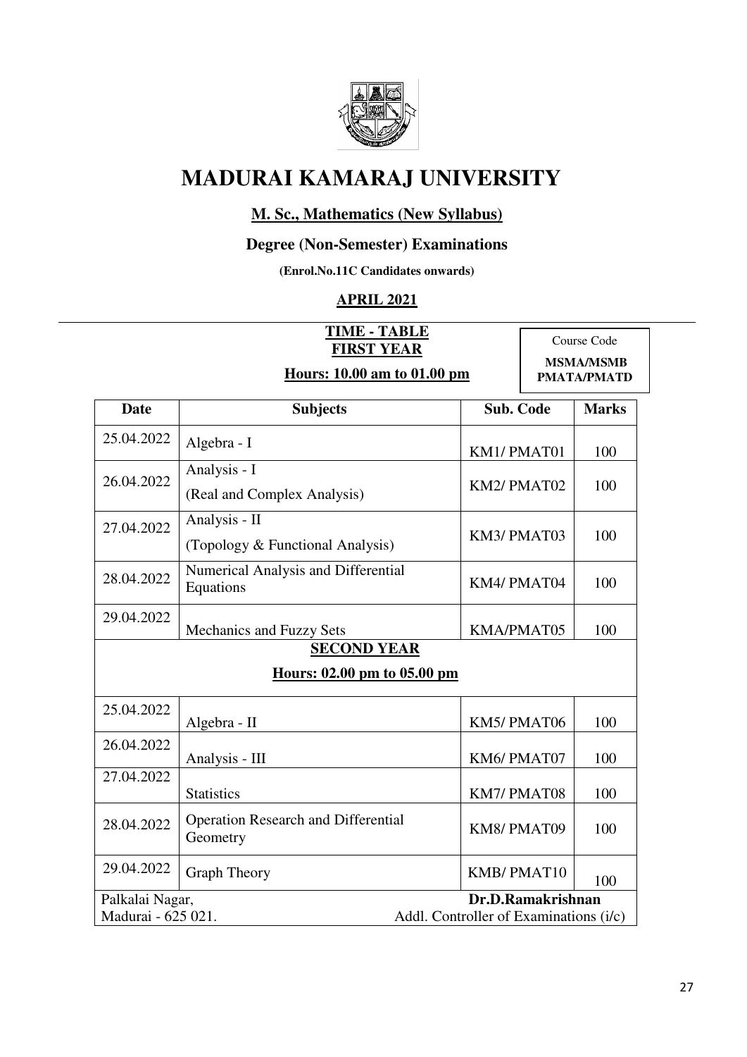# MADURAI KAMARAJ UNIVERSITY

**M. Sc., Mathematics (New Syllabus)**

**Degree (Non-Semester) Examinations**

**(Enrol.No.11C Candidates onwards)**

**APRIL 2021**

**TIME - TABLE**
**FIRST YEAR**

**Hours: 10.00 am to 01.00 pm**

Course Code
**MSMA/MSMB**
**PMATA/PMATD**

| Date | Subjects | Sub. Code | Marks |
|---|---|---|---|
| 25.04.2022 | Algebra - I | KM1/ PMAT01 | 100 |
| 26.04.2022 | Analysis - I (Real and Complex Analysis) | KM2/ PMAT02 | 100 |
| 27.04.2022 | Analysis - II (Topology & Functional Analysis) | KM3/ PMAT03 | 100 |
| 28.04.2022 | Numerical Analysis and Differential Equations | KM4/ PMAT04 | 100 |
| 29.04.2022 | Mechanics and Fuzzy Sets | KMA/PMAT05 | 100 |
| **SECOND YEAR** | | | |
| **Hours: 02.00 pm to 05.00 pm** | | | |
| 25.04.2022 | Algebra - II | KM5/ PMAT06 | 100 |
| 26.04.2022 | Analysis - III | KM6/ PMAT07 | 100 |
| 27.04.2022 | Statistics | KM7/ PMAT08 | 100 |
| 28.04.2022 | Operation Research and Differential Geometry | KM8/ PMAT09 | 100 |
| 29.04.2022 | Graph Theory | KMB/ PMAT10 | 100 |

Palkalai Nagar,
Madurai - 625 021.

**Dr.D.Ramakrishnan**
Addl. Controller of Examinations (i/c)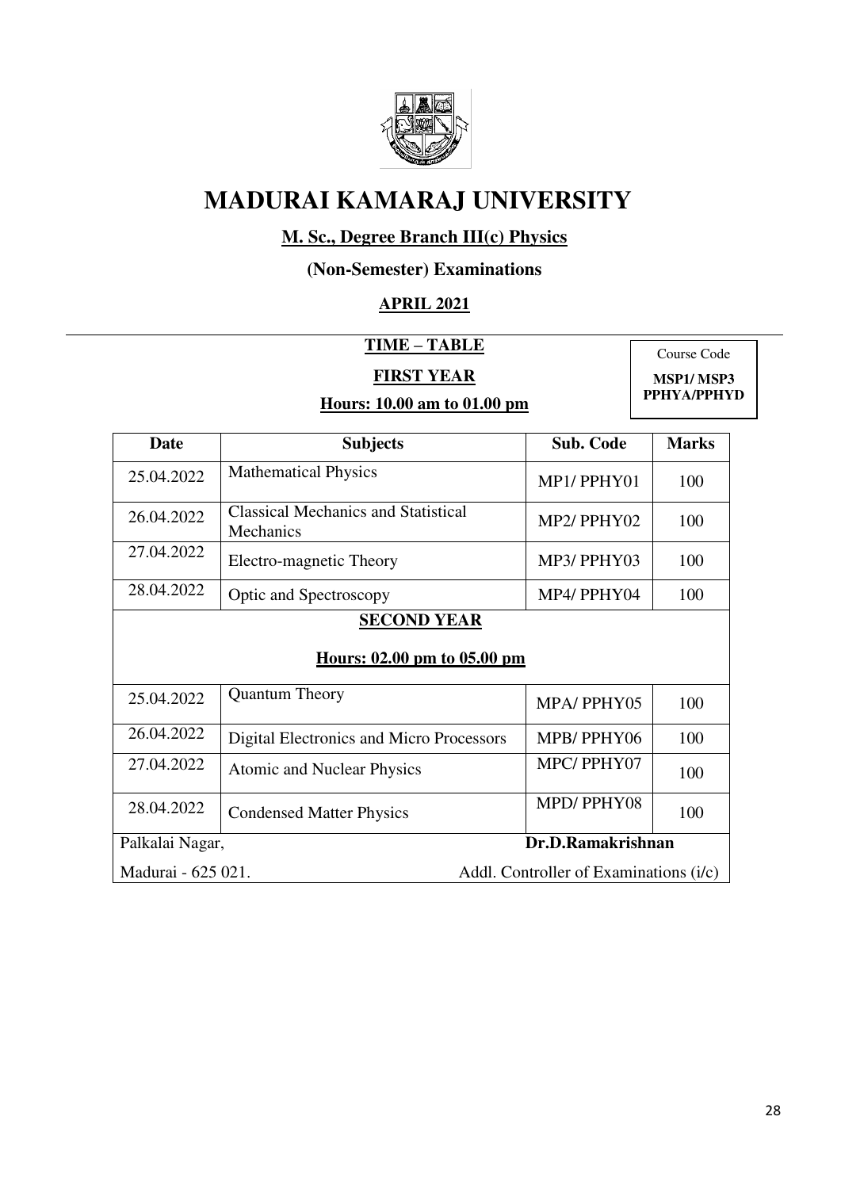# MADURAI KAMARAJ UNIVERSITY

**M. Sc., Degree Branch III(c) Physics**

**(Non-Semester) Examinations**

**APRIL 2021**

**TIME – TABLE**

**FIRST YEAR**

**Hours: 10.00 am to 01.00 pm**

Course Code
**MSP1/ MSP3 PPHYA/PPHYD**

| Date | Subjects | Sub. Code | Marks |
|---|---|---|---|
| 25.04.2022 | Mathematical Physics | MP1/ PPHY01 | 100 |
| 26.04.2022 | Classical Mechanics and Statistical Mechanics | MP2/ PPHY02 | 100 |
| 27.04.2022 | Electro-magnetic Theory | MP3/ PPHY03 | 100 |
| 28.04.2022 | Optic and Spectroscopy | MP4/ PPHY04 | 100 |
| **SECOND YEAR** **Hours: 02.00 pm to 05.00 pm** | | | |
| 25.04.2022 | Quantum Theory | MPA/ PPHY05 | 100 |
| 26.04.2022 | Digital Electronics and Micro Processors | MPB/ PPHY06 | 100 |
| 27.04.2022 | Atomic and Nuclear Physics | MPC/ PPHY07 | 100 |
| 28.04.2022 | Condensed Matter Physics | MPD/ PPHY08 | 100 |

Palkalai Nagar,
Madurai - 625 021.

**Dr.D.Ramakrishnan**
Addl. Controller of Examinations (i/c)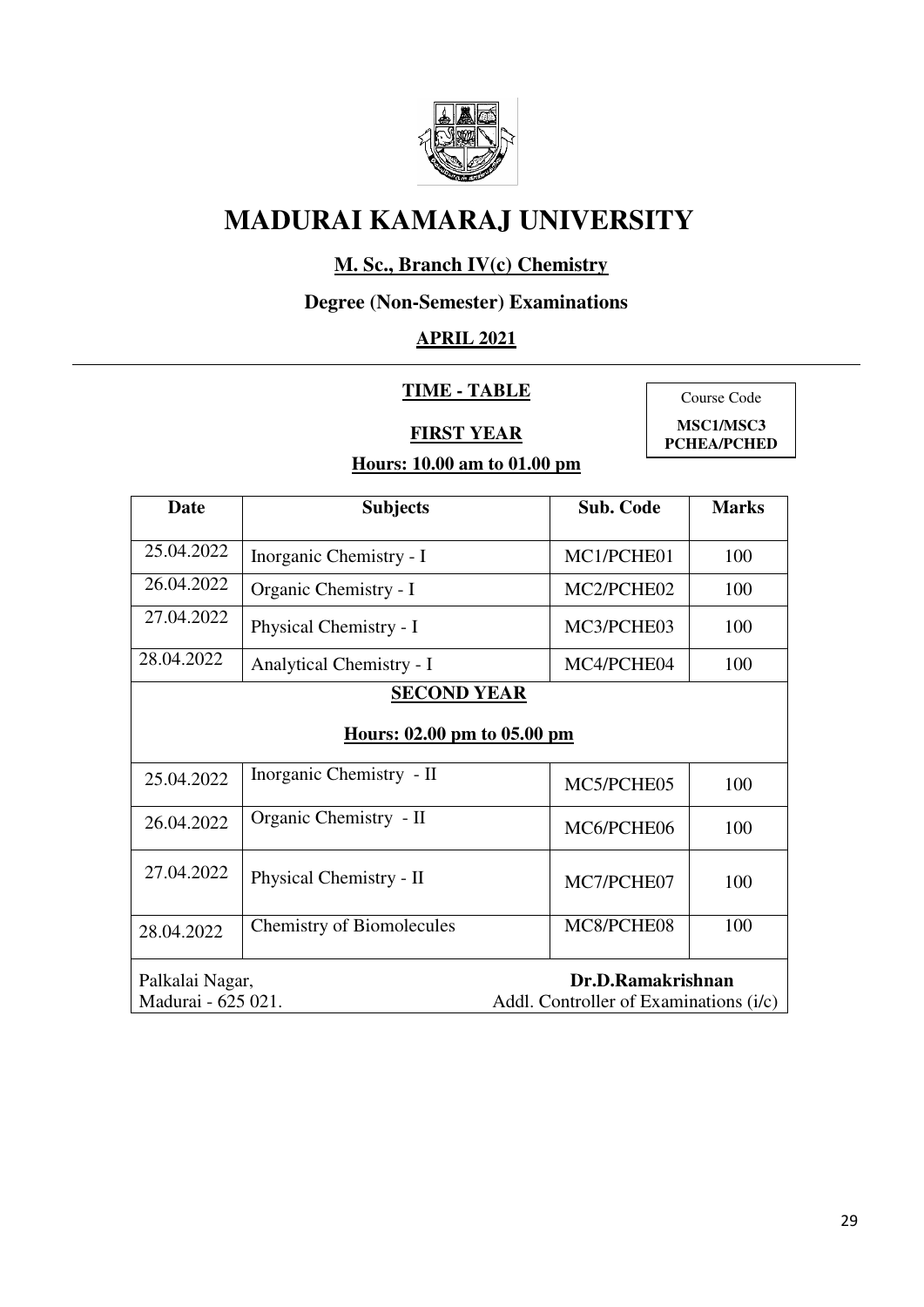# MADURAI KAMARAJ UNIVERSITY

**M. Sc., Branch IV(c) Chemistry**

**Degree (Non-Semester) Examinations**

**APRIL 2021**

**TIME - TABLE**

| Course Code |
|---|
| **MSC1/MSC3 PCHEA/PCHED** |

**FIRST YEAR**

**Hours: 10.00 am to 01.00 pm**

| Date | Subjects | Sub. Code | Marks |
|---|---|---|---|
| 25.04.2022 | Inorganic Chemistry - I | MC1/PCHE01 | 100 |
| 26.04.2022 | Organic Chemistry - I | MC2/PCHE02 | 100 |
| 27.04.2022 | Physical Chemistry - I | MC3/PCHE03 | 100 |
| 28.04.2022 | Analytical Chemistry - I | MC4/PCHE04 | 100 |
| **SECOND YEAR** **Hours: 02.00 pm to 05.00 pm** | | | |
| 25.04.2022 | Inorganic Chemistry - II | MC5/PCHE05 | 100 |
| 26.04.2022 | Organic Chemistry - II | MC6/PCHE06 | 100 |
| 27.04.2022 | Physical Chemistry - II | MC7/PCHE07 | 100 |
| 28.04.2022 | Chemistry of Biomolecules | MC8/PCHE08 | 100 |

Palkalai Nagar,
Madurai - 625 021.

**Dr.D.Ramakrishnan**
Addl. Controller of Examinations (i/c)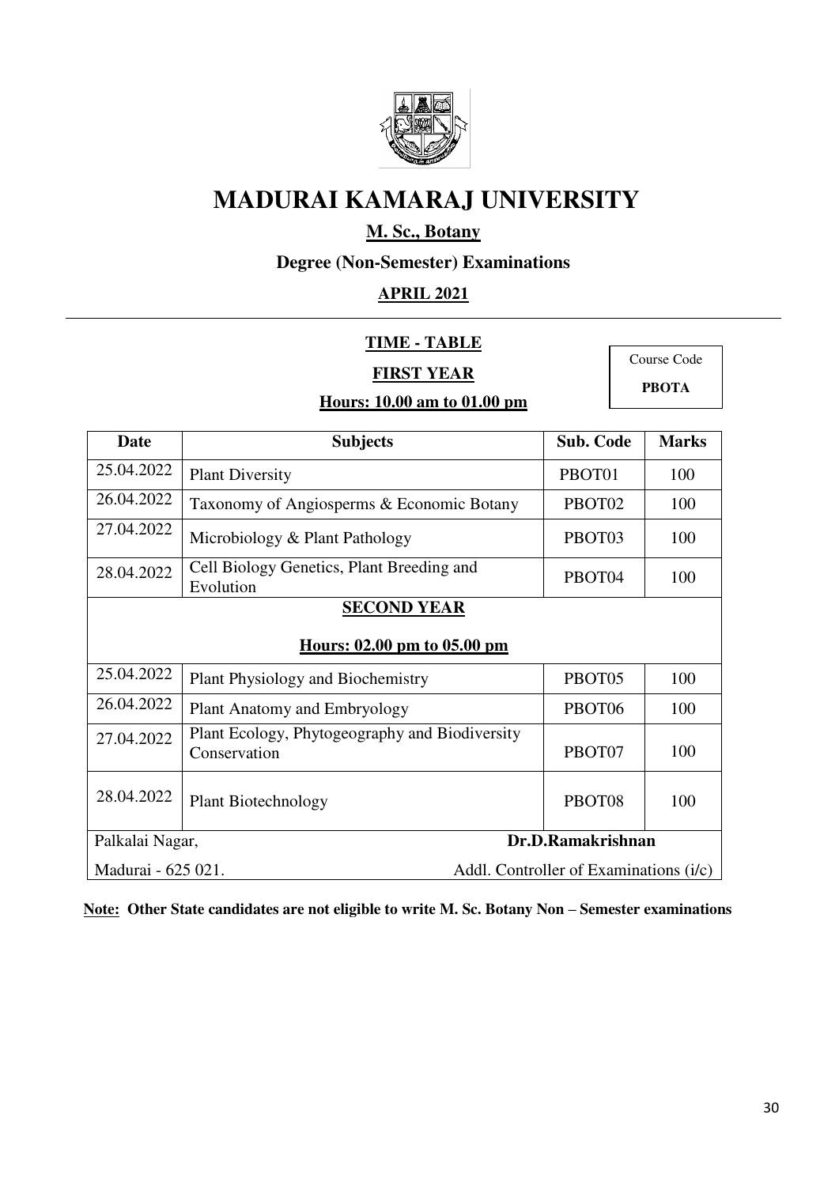# MADURAI KAMARAJ UNIVERSITY

**M. Sc., Botany**

**Degree (Non-Semester) Examinations**

**APRIL 2021**

**TIME - TABLE**

**FIRST YEAR**

**Hours: 10.00 am to 01.00 pm**

| Course Code |
|---|
| **PBOTA** |

| Date | Subjects | Sub. Code | Marks |
|---|---|---|---|
| 25.04.2022 | Plant Diversity | PBOT01 | 100 |
| 26.04.2022 | Taxonomy of Angiosperms & Economic Botany | PBOT02 | 100 |
| 27.04.2022 | Microbiology & Plant Pathology | PBOT03 | 100 |
| 28.04.2022 | Cell Biology Genetics, Plant Breeding and Evolution | PBOT04 | 100 |
| **SECOND YEAR** **Hours: 02.00 pm to 05.00 pm** | | | |
| 25.04.2022 | Plant Physiology and Biochemistry | PBOT05 | 100 |
| 26.04.2022 | Plant Anatomy and Embryology | PBOT06 | 100 |
| 27.04.2022 | Plant Ecology, Phytogeography and Biodiversity Conservation | PBOT07 | 100 |
| 28.04.2022 | Plant Biotechnology | PBOT08 | 100 |

Palkalai Nagar,
Madurai - 625 021.

**Dr.D.Ramakrishnan**
Addl. Controller of Examinations (i/c)

**Note: Other State candidates are not eligible to write M. Sc. Botany Non – Semester examinations**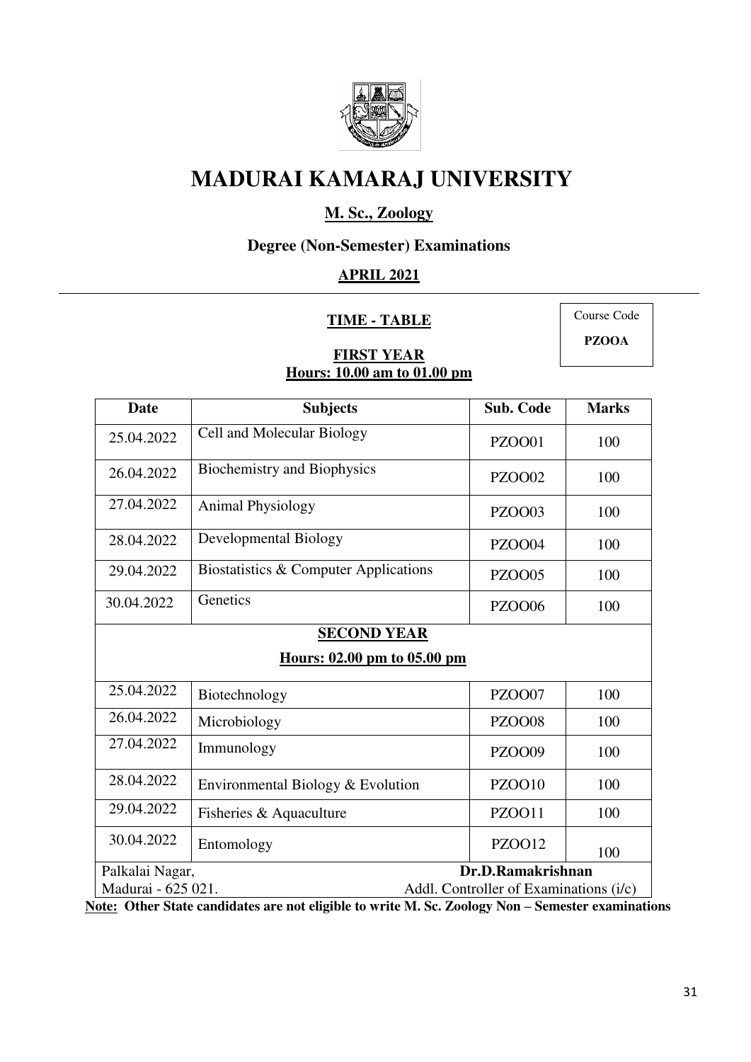# MADURAI KAMARAJ UNIVERSITY

## M. Sc., Zoology

### Degree (Non-Semester) Examinations

### APRIL 2021

**TIME - TABLE**

Course Code **PZOOA**

**FIRST YEAR**
**Hours: 10.00 am to 01.00 pm**

| Date | Subjects | Sub. Code | Marks |
|---|---|---|---|
| 25.04.2022 | Cell and Molecular Biology | PZOO01 | 100 |
| 26.04.2022 | Biochemistry and Biophysics | PZOO02 | 100 |
| 27.04.2022 | Animal Physiology | PZOO03 | 100 |
| 28.04.2022 | Developmental Biology | PZOO04 | 100 |
| 29.04.2022 | Biostatistics & Computer Applications | PZOO05 | 100 |
| 30.04.2022 | Genetics | PZOO06 | 100 |
| **SECOND YEAR** **Hours: 02.00 pm to 05.00 pm** | | | |
| 25.04.2022 | Biotechnology | PZOO07 | 100 |
| 26.04.2022 | Microbiology | PZOO08 | 100 |
| 27.04.2022 | Immunology | PZOO09 | 100 |
| 28.04.2022 | Environmental Biology & Evolution | PZOO10 | 100 |
| 29.04.2022 | Fisheries & Aquaculture | PZOO11 | 100 |
| 30.04.2022 | Entomology | PZOO12 | 100 |

Palkalai Nagar,
Madurai - 625 021.

**Dr.D.Ramakrishnan**
Addl. Controller of Examinations (i/c)

**Note: Other State candidates are not eligible to write M. Sc. Zoology Non – Semester examinations**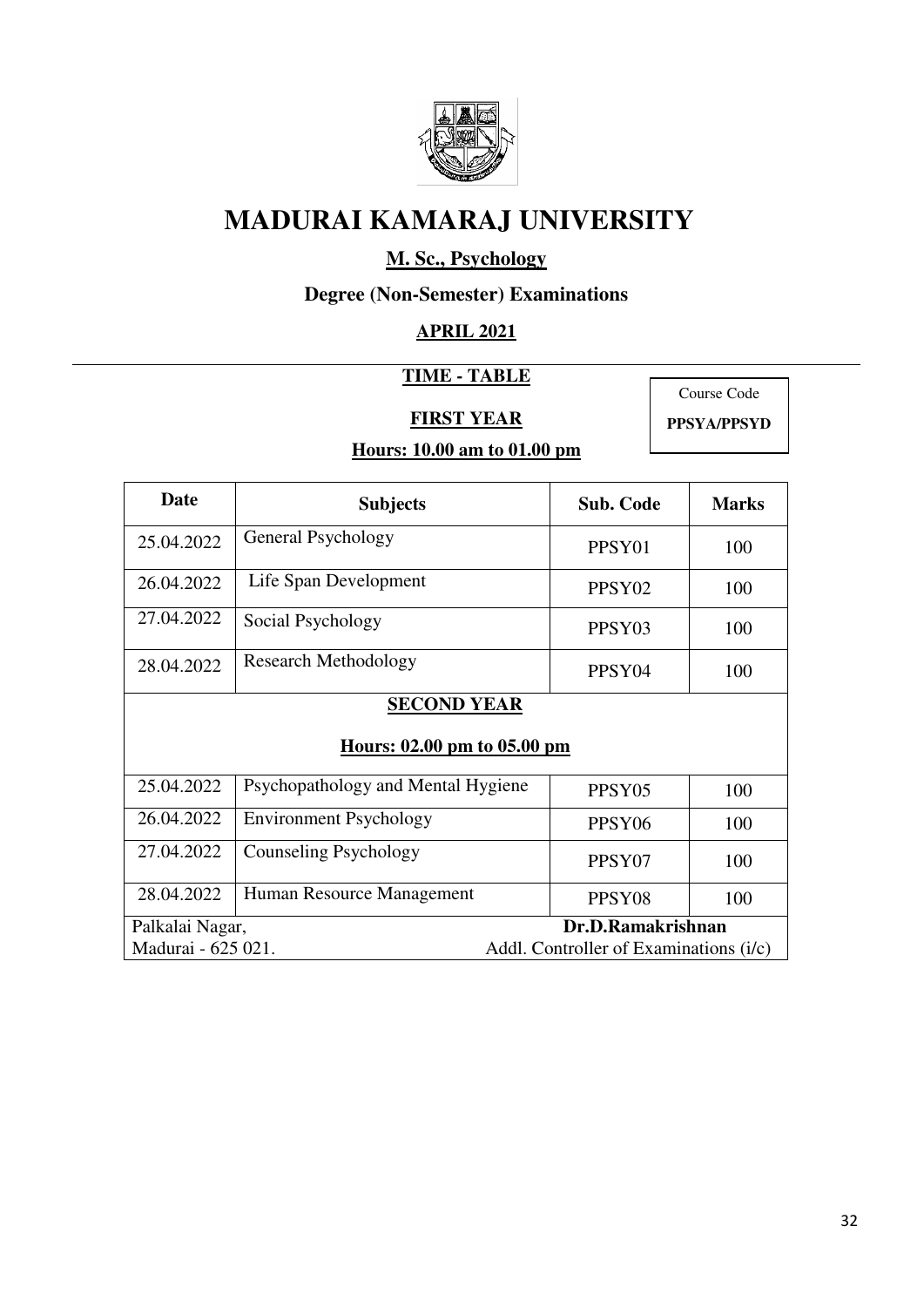# MADURAI KAMARAJ UNIVERSITY

## M. Sc., Psychology

### Degree (Non-Semester) Examinations

### APRIL 2021

**TIME - TABLE**

**FIRST YEAR**

**Hours: 10.00 am to 01.00 pm**

Course Code
**PPSYA/PPSYD**

| Date | Subjects | Sub. Code | Marks |
|---|---|---|---|
| 25.04.2022 | General Psychology | PPSY01 | 100 |
| 26.04.2022 | Life Span Development | PPSY02 | 100 |
| 27.04.2022 | Social Psychology | PPSY03 | 100 |
| 28.04.2022 | Research Methodology | PPSY04 | 100 |
| **SECOND YEAR** **Hours: 02.00 pm to 05.00 pm** | | | |
| 25.04.2022 | Psychopathology and Mental Hygiene | PPSY05 | 100 |
| 26.04.2022 | Environment Psychology | PPSY06 | 100 |
| 27.04.2022 | Counseling Psychology | PPSY07 | 100 |
| 28.04.2022 | Human Resource Management | PPSY08 | 100 |

Palkalai Nagar,
Madurai - 625 021.

**Dr.D.Ramakrishnan**
Addl. Controller of Examinations (i/c)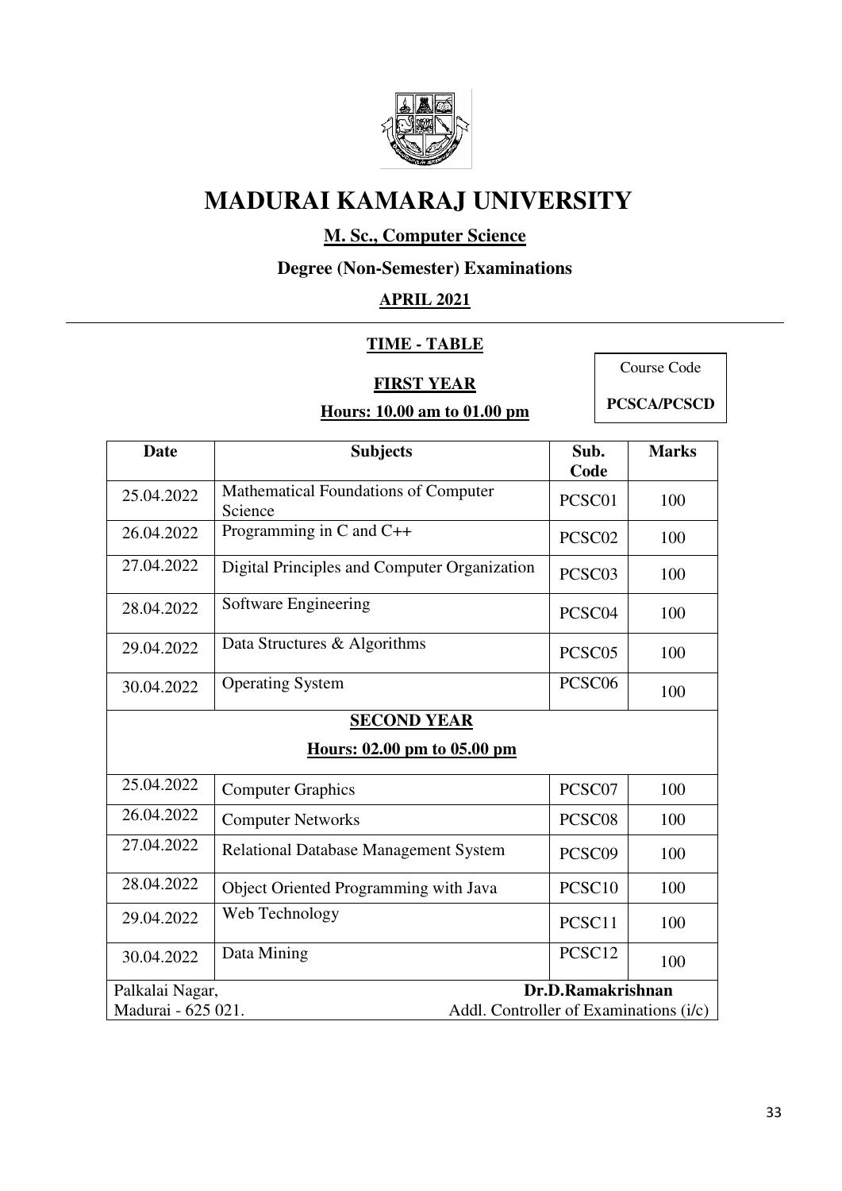# MADURAI KAMARAJ UNIVERSITY

## M. Sc., Computer Science

### Degree (Non-Semester) Examinations

### APRIL 2021

**TIME - TABLE**

Course Code: **PCSCA/PCSCD**

**FIRST YEAR**

**Hours: 10.00 am to 01.00 pm**

| Date | Subjects | Sub. Code | Marks |
|---|---|---|---|
| 25.04.2022 | Mathematical Foundations of Computer Science | PCSC01 | 100 |
| 26.04.2022 | Programming in C and C++ | PCSC02 | 100 |
| 27.04.2022 | Digital Principles and Computer Organization | PCSC03 | 100 |
| 28.04.2022 | Software Engineering | PCSC04 | 100 |
| 29.04.2022 | Data Structures & Algorithms | PCSC05 | 100 |
| 30.04.2022 | Operating System | PCSC06 | 100 |
| **SECOND YEAR** **Hours: 02.00 pm to 05.00 pm** | | | |
| 25.04.2022 | Computer Graphics | PCSC07 | 100 |
| 26.04.2022 | Computer Networks | PCSC08 | 100 |
| 27.04.2022 | Relational Database Management System | PCSC09 | 100 |
| 28.04.2022 | Object Oriented Programming with Java | PCSC10 | 100 |
| 29.04.2022 | Web Technology | PCSC11 | 100 |
| 30.04.2022 | Data Mining | PCSC12 | 100 |

Palkalai Nagar,
Madurai - 625 021.

**Dr.D.Ramakrishnan**
Addl. Controller of Examinations (i/c)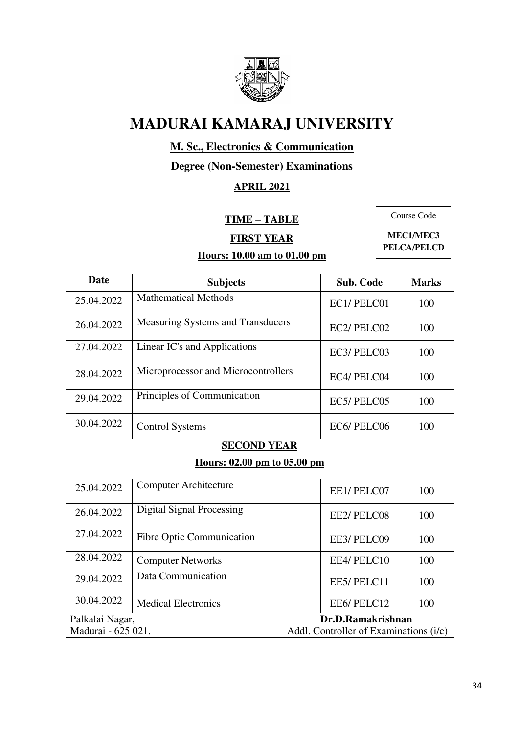# MADURAI KAMARAJ UNIVERSITY

**M. Sc., Electronics & Communication**

**Degree (Non-Semester) Examinations**

**APRIL 2021**

**TIME – TABLE**

**FIRST YEAR**

**Hours: 10.00 am to 01.00 pm**

Course Code

**MEC1/MEC3**
**PELCA/PELCD**

| Date | Subjects | Sub. Code | Marks |
|---|---|---|---|
| 25.04.2022 | Mathematical Methods | EC1/ PELC01 | 100 |
| 26.04.2022 | Measuring Systems and Transducers | EC2/ PELC02 | 100 |
| 27.04.2022 | Linear IC's and Applications | EC3/ PELC03 | 100 |
| 28.04.2022 | Microprocessor and Microcontrollers | EC4/ PELC04 | 100 |
| 29.04.2022 | Principles of Communication | EC5/ PELC05 | 100 |
| 30.04.2022 | Control Systems | EC6/ PELC06 | 100 |
| **SECOND YEAR** **Hours: 02.00 pm to 05.00 pm** | | | |
| 25.04.2022 | Computer Architecture | EE1/ PELC07 | 100 |
| 26.04.2022 | Digital Signal Processing | EE2/ PELC08 | 100 |
| 27.04.2022 | Fibre Optic Communication | EE3/ PELC09 | 100 |
| 28.04.2022 | Computer Networks | EE4/ PELC10 | 100 |
| 29.04.2022 | Data Communication | EE5/ PELC11 | 100 |
| 30.04.2022 | Medical Electronics | EE6/ PELC12 | 100 |

Palkalai Nagar,
Madurai - 625 021.

**Dr.D.Ramakrishnan**
Addl. Controller of Examinations (i/c)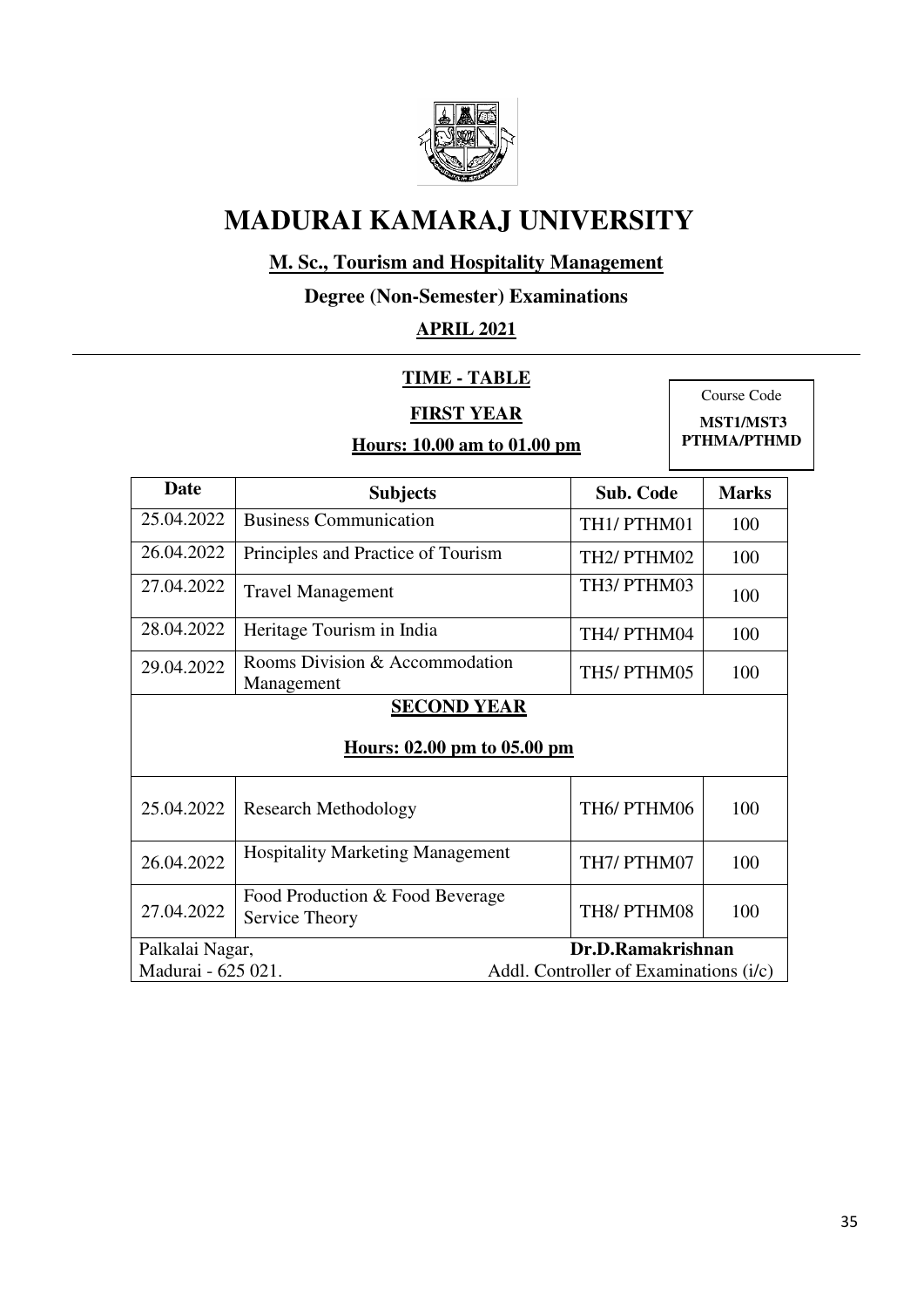# MADURAI KAMARAJ UNIVERSITY

**M. Sc., Tourism and Hospitality Management**

**Degree (Non-Semester) Examinations**

**APRIL 2021**

**TIME - TABLE**

**FIRST YEAR**

**Hours: 10.00 am to 01.00 pm**

Course Code
**MST1/MST3 PTHMA/PTHMD**

| Date | Subjects | Sub. Code | Marks |
|---|---|---|---|
| 25.04.2022 | Business Communication | TH1/ PTHM01 | 100 |
| 26.04.2022 | Principles and Practice of Tourism | TH2/ PTHM02 | 100 |
| 27.04.2022 | Travel Management | TH3/ PTHM03 | 100 |
| 28.04.2022 | Heritage Tourism in India | TH4/ PTHM04 | 100 |
| 29.04.2022 | Rooms Division & Accommodation Management | TH5/ PTHM05 | 100 |
| **SECOND YEAR** **Hours: 02.00 pm to 05.00 pm** | | | |
| 25.04.2022 | Research Methodology | TH6/ PTHM06 | 100 |
| 26.04.2022 | Hospitality Marketing Management | TH7/ PTHM07 | 100 |
| 27.04.2022 | Food Production & Food Beverage Service Theory | TH8/ PTHM08 | 100 |

Palkalai Nagar,
Madurai - 625 021.

**Dr.D.Ramakrishnan**
Addl. Controller of Examinations (i/c)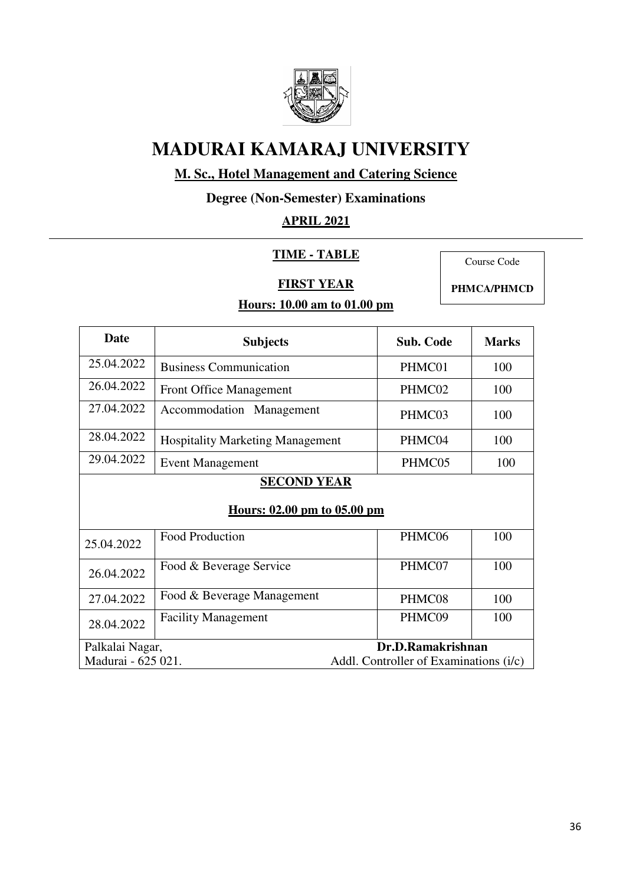# MADURAI KAMARAJ UNIVERSITY

**M. Sc., Hotel Management and Catering Science**

**Degree (Non-Semester) Examinations**

**APRIL 2021**

**TIME - TABLE**

| Course Code |
|---|
| **PHMCA/PHMCD** |

**FIRST YEAR**

**Hours: 10.00 am to 01.00 pm**

| Date | Subjects | Sub. Code | Marks |
|---|---|---|---|
| 25.04.2022 | Business Communication | PHMC01 | 100 |
| 26.04.2022 | Front Office Management | PHMC02 | 100 |
| 27.04.2022 | Accommodation Management | PHMC03 | 100 |
| 28.04.2022 | Hospitality Marketing Management | PHMC04 | 100 |
| 29.04.2022 | Event Management | PHMC05 | 100 |
| **SECOND YEAR** **Hours: 02.00 pm to 05.00 pm** | | | |
| 25.04.2022 | Food Production | PHMC06 | 100 |
| 26.04.2022 | Food & Beverage Service | PHMC07 | 100 |
| 27.04.2022 | Food & Beverage Management | PHMC08 | 100 |
| 28.04.2022 | Facility Management | PHMC09 | 100 |

Palkalai Nagar,
Madurai - 625 021.

**Dr.D.Ramakrishnan**
Addl. Controller of Examinations (i/c)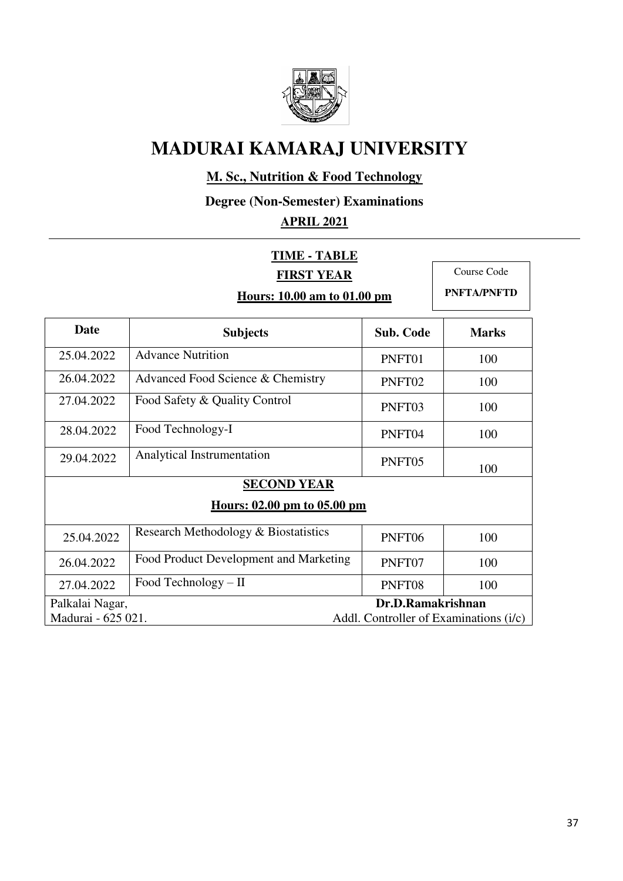# MADURAI KAMARAJ UNIVERSITY

**M. Sc., Nutrition & Food Technology**

**Degree (Non-Semester) Examinations**

**APRIL 2021**

**TIME - TABLE**

**FIRST YEAR**

**Hours: 10.00 am to 01.00 pm**

Course Code
**PNFTA/PNFTD**

| Date | Subjects | Sub. Code | Marks |
|---|---|---|---|
| 25.04.2022 | Advance Nutrition | PNFT01 | 100 |
| 26.04.2022 | Advanced Food Science & Chemistry | PNFT02 | 100 |
| 27.04.2022 | Food Safety & Quality Control | PNFT03 | 100 |
| 28.04.2022 | Food Technology-I | PNFT04 | 100 |
| 29.04.2022 | Analytical Instrumentation | PNFT05 | 100 |
| **SECOND YEAR** **Hours: 02.00 pm to 05.00 pm** | | | |
| 25.04.2022 | Research Methodology & Biostatistics | PNFT06 | 100 |
| 26.04.2022 | Food Product Development and Marketing | PNFT07 | 100 |
| 27.04.2022 | Food Technology – II | PNFT08 | 100 |

Palkalai Nagar,
Madurai - 625 021.

**Dr.D.Ramakrishnan**
Addl. Controller of Examinations (i/c)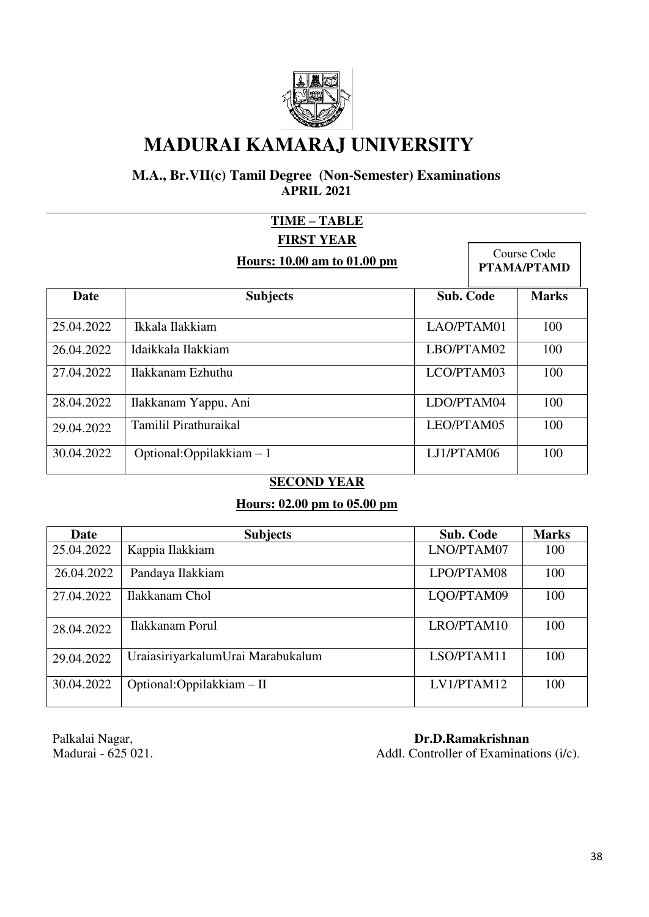# MADURAI KAMARAJ UNIVERSITY

**M.A., Br.VII(c) Tamil Degree (Non-Semester) Examinations**
**APRIL 2021**

**TIME – TABLE**

**FIRST YEAR**

**Hours: 10.00 am to 01.00 pm**

Course Code
**PTAMA/PTAMD**

| Date | Subjects | Sub. Code | Marks |
|---|---|---|---|
| 25.04.2022 | Ikkala Ilakkiam | LAO/PTAM01 | 100 |
| 26.04.2022 | Idaikkala Ilakkiam | LBO/PTAM02 | 100 |
| 27.04.2022 | Ilakkanam Ezhuthu | LCO/PTAM03 | 100 |
| 28.04.2022 | Ilakkanam Yappu, Ani | LDO/PTAM04 | 100 |
| 29.04.2022 | Tamilil Pirathuraikal | LEO/PTAM05 | 100 |
| 30.04.2022 | Optional:Oppilakkiam – 1 | LJ1/PTAM06 | 100 |

**SECOND YEAR**

**Hours: 02.00 pm to 05.00 pm**

| Date | Subjects | Sub. Code | Marks |
|---|---|---|---|
| 25.04.2022 | Kappia Ilakkiam | LNO/PTAM07 | 100 |
| 26.04.2022 | Pandaya Ilakkiam | LPO/PTAM08 | 100 |
| 27.04.2022 | Ilakkanam Chol | LQO/PTAM09 | 100 |
| 28.04.2022 | Ilakkanam Porul | LRO/PTAM10 | 100 |
| 29.04.2022 | UraiasiriyarkalumUrai Marabukalum | LSO/PTAM11 | 100 |
| 30.04.2022 | Optional:Oppilakkiam – II | LV1/PTAM12 | 100 |

Palkalai Nagar,
Madurai - 625 021.

**Dr.D.Ramakrishnan**
Addl. Controller of Examinations (i/c).